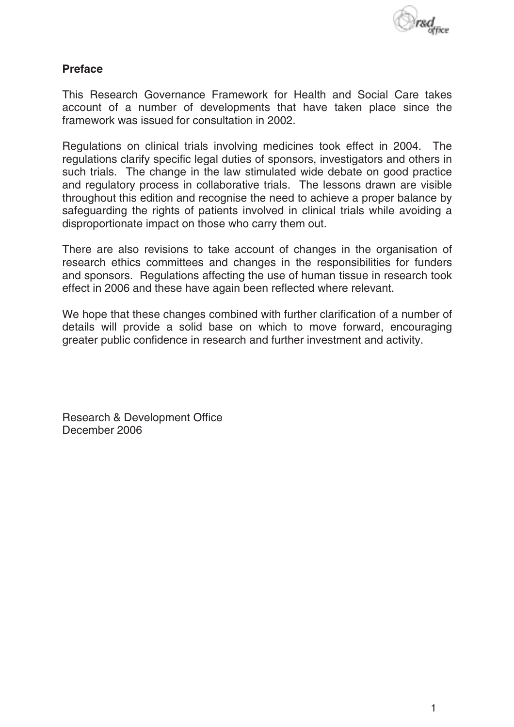**Preface**

This Research Governance Framework for Health and Social Care takes account of a number of developments that have taken place since the framework was issued for consultation in 2002.

Regulations on clinical trials involving medicines took effect in 2004. The regulations clarify specific legal duties of sponsors, investigators and others in such trials. The change in the law stimulated wide debate on good practice and regulatory process in collaborative trials. The lessons drawn are visible throughout this edition and recognise the need to achieve a proper balance by safeguarding the rights of patients involved in clinical trials while avoiding a disproportionate impact on those who carry them out.

There are also revisions to take account of changes in the organisation of research ethics committees and changes in the responsibilities for funders and sponsors. Regulations affecting the use of human tissue in research took effect in 2006 and these have again been reflected where relevant.

We hope that these changes combined with further clarification of a number of details will provide a solid base on which to move forward, encouraging greater public confidence in research and further investment and activity.

Research & Development Office
December 2006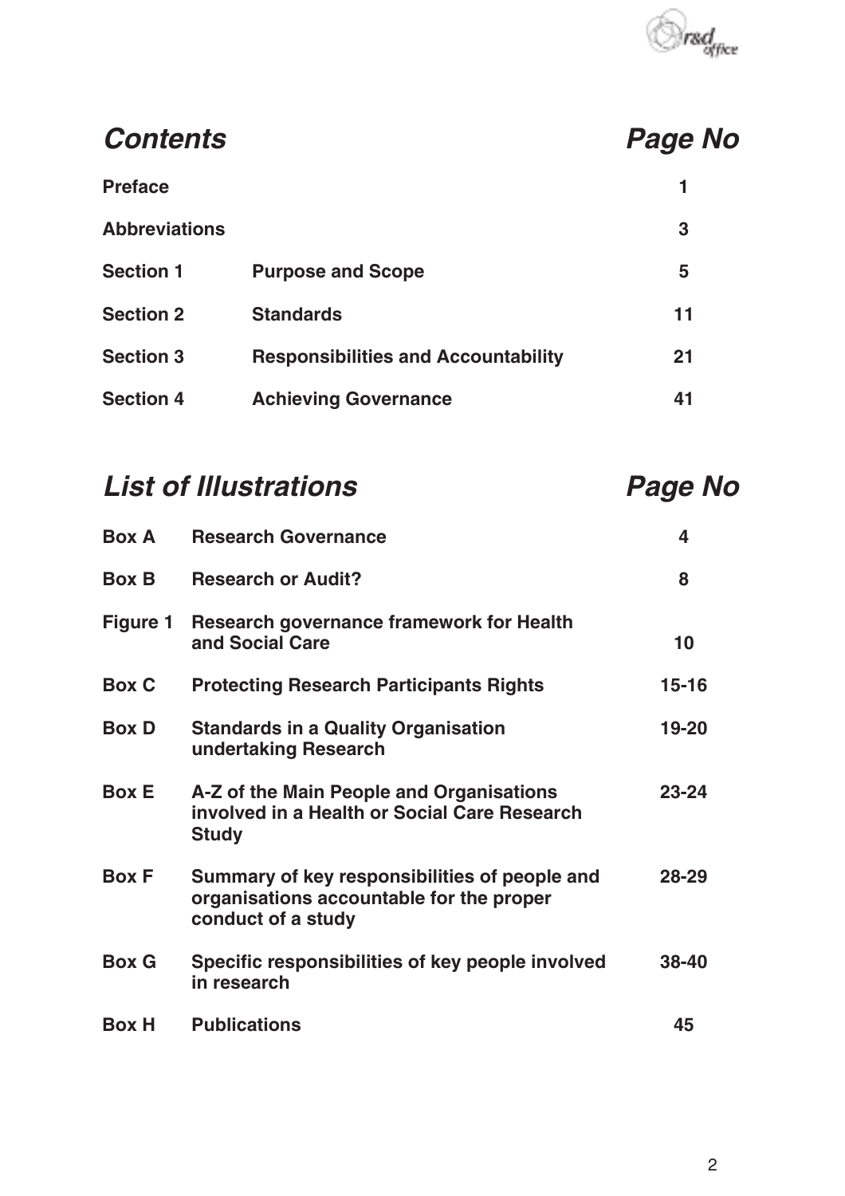## Contents

| | | Page No |
|---|---|---|
| **Preface** | | 1 |
| **Abbreviations** | | 3 |
| **Section 1** | **Purpose and Scope** | 5 |
| **Section 2** | **Standards** | 11 |
| **Section 3** | **Responsibilities and Accountability** | 21 |
| **Section 4** | **Achieving Governance** | 41 |

## List of Illustrations

| | | Page No |
|---|---|---|
| **Box A** | **Research Governance** | 4 |
| **Box B** | **Research or Audit?** | 8 |
| **Figure 1** | **Research governance framework for Health and Social Care** | 10 |
| **Box C** | **Protecting Research Participants Rights** | 15-16 |
| **Box D** | **Standards in a Quality Organisation undertaking Research** | 19-20 |
| **Box E** | **A-Z of the Main People and Organisations involved in a Health or Social Care Research Study** | 23-24 |
| **Box F** | **Summary of key responsibilities of people and organisations accountable for the proper conduct of a study** | 28-29 |
| **Box G** | **Specific responsibilities of key people involved in research** | 38-40 |
| **Box H** | **Publications** | 45 |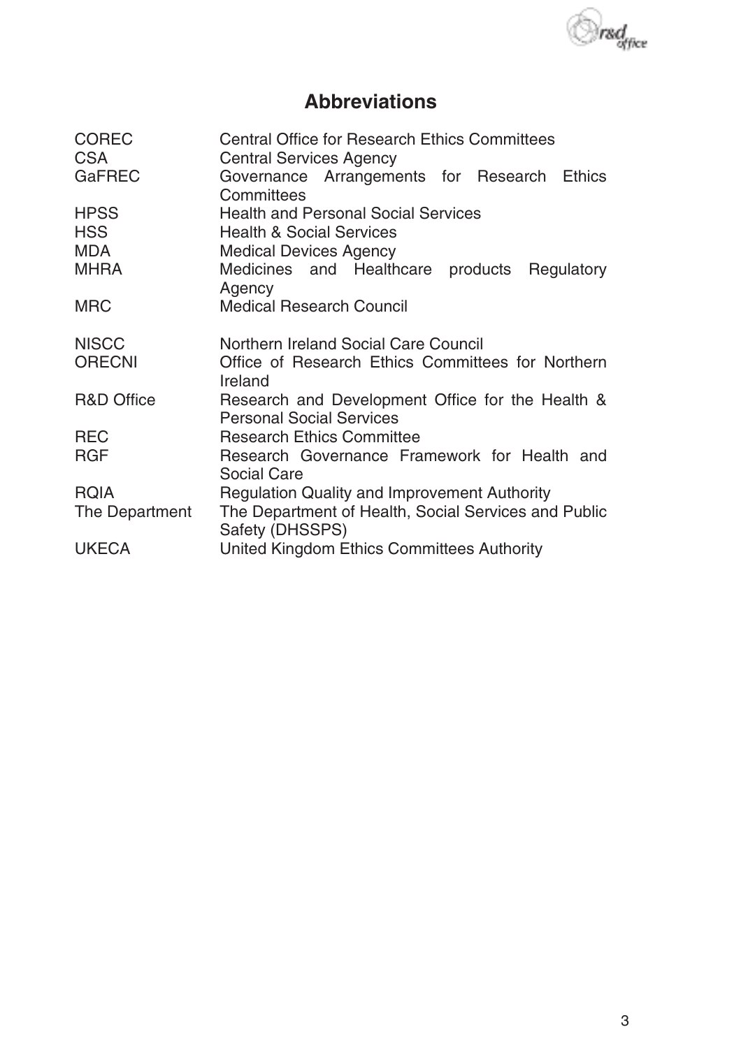## Abbreviations

| | |
|---|---|
| COREC | Central Office for Research Ethics Committees |
| CSA | Central Services Agency |
| GaFREC | Governance Arrangements for Research Ethics Committees |
| HPSS | Health and Personal Social Services |
| HSS | Health & Social Services |
| MDA | Medical Devices Agency |
| MHRA | Medicines and Healthcare products Regulatory Agency |
| MRC | Medical Research Council |
| NISCC | Northern Ireland Social Care Council |
| ORECNI | Office of Research Ethics Committees for Northern Ireland |
| R&D Office | Research and Development Office for the Health & Personal Social Services |
| REC | Research Ethics Committee |
| RGF | Research Governance Framework for Health and Social Care |
| RQIA | Regulation Quality and Improvement Authority |
| The Department | The Department of Health, Social Services and Public Safety (DHSSPS) |
| UKECA | United Kingdom Ethics Committees Authority |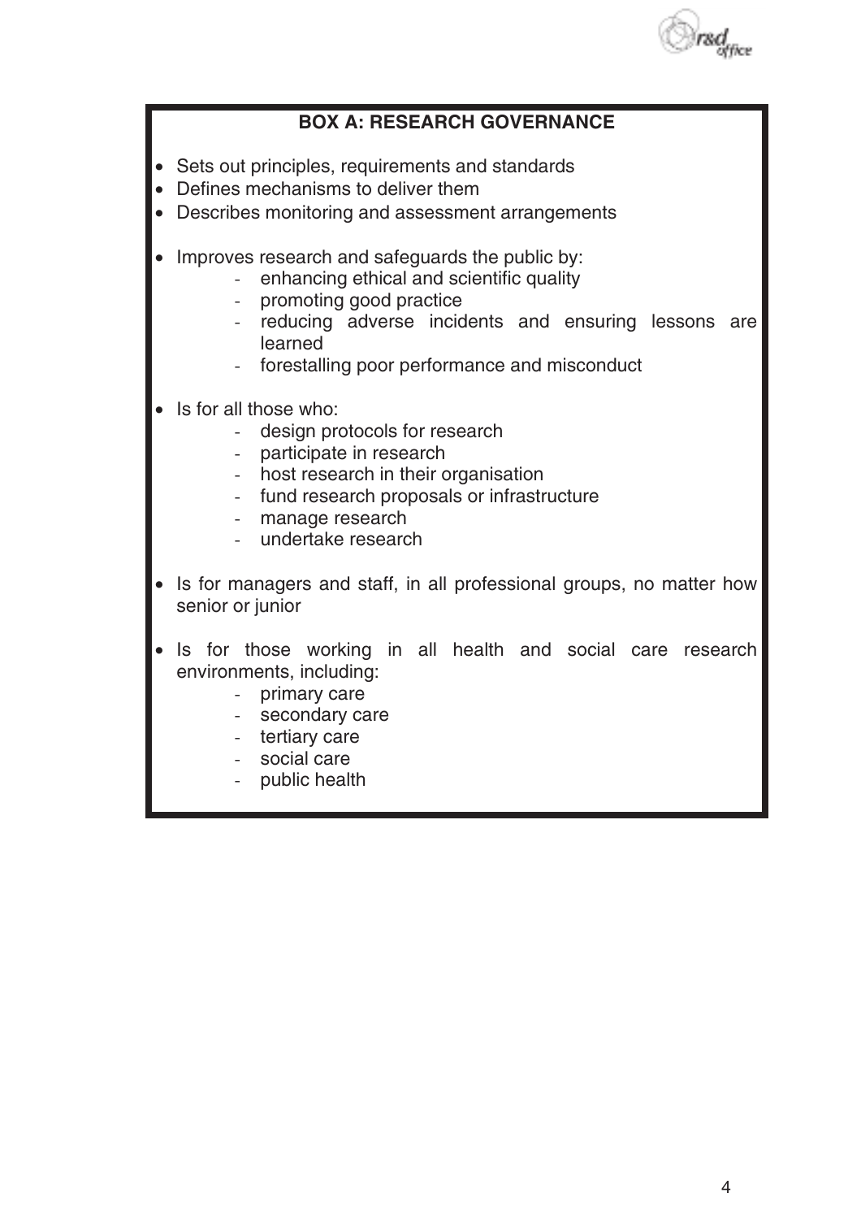**BOX A: RESEARCH GOVERNANCE**

- Sets out principles, requirements and standards
- Defines mechanisms to deliver them
- Describes monitoring and assessment arrangements

- Improves research and safeguards the public by:
  - enhancing ethical and scientific quality
  - promoting good practice
  - reducing adverse incidents and ensuring lessons are learned
  - forestalling poor performance and misconduct

- Is for all those who:
  - design protocols for research
  - participate in research
  - host research in their organisation
  - fund research proposals or infrastructure
  - manage research
  - undertake research

- Is for managers and staff, in all professional groups, no matter how senior or junior

- Is for those working in all health and social care research environments, including:
  - primary care
  - secondary care
  - tertiary care
  - social care
  - public health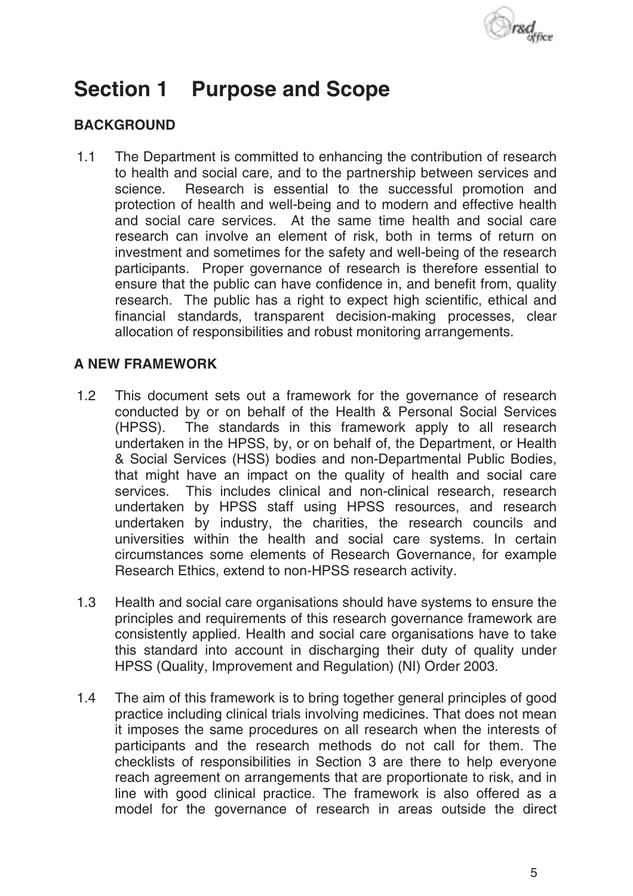# Section 1 Purpose and Scope

## BACKGROUND

1.1 The Department is committed to enhancing the contribution of research to health and social care, and to the partnership between services and science. Research is essential to the successful promotion and protection of health and well-being and to modern and effective health and social care services. At the same time health and social care research can involve an element of risk, both in terms of return on investment and sometimes for the safety and well-being of the research participants. Proper governance of research is therefore essential to ensure that the public can have confidence in, and benefit from, quality research. The public has a right to expect high scientific, ethical and financial standards, transparent decision-making processes, clear allocation of responsibilities and robust monitoring arrangements.

## A NEW FRAMEWORK

1.2 This document sets out a framework for the governance of research conducted by or on behalf of the Health & Personal Social Services (HPSS). The standards in this framework apply to all research undertaken in the HPSS, by, or on behalf of, the Department, or Health & Social Services (HSS) bodies and non-Departmental Public Bodies, that might have an impact on the quality of health and social care services. This includes clinical and non-clinical research, research undertaken by HPSS staff using HPSS resources, and research undertaken by industry, the charities, the research councils and universities within the health and social care systems. In certain circumstances some elements of Research Governance, for example Research Ethics, extend to non-HPSS research activity.

1.3 Health and social care organisations should have systems to ensure the principles and requirements of this research governance framework are consistently applied. Health and social care organisations have to take this standard into account in discharging their duty of quality under HPSS (Quality, Improvement and Regulation) (NI) Order 2003.

1.4 The aim of this framework is to bring together general principles of good practice including clinical trials involving medicines. That does not mean it imposes the same procedures on all research when the interests of participants and the research methods do not call for them. The checklists of responsibilities in Section 3 are there to help everyone reach agreement on arrangements that are proportionate to risk, and in line with good clinical practice. The framework is also offered as a model for the governance of research in areas outside the direct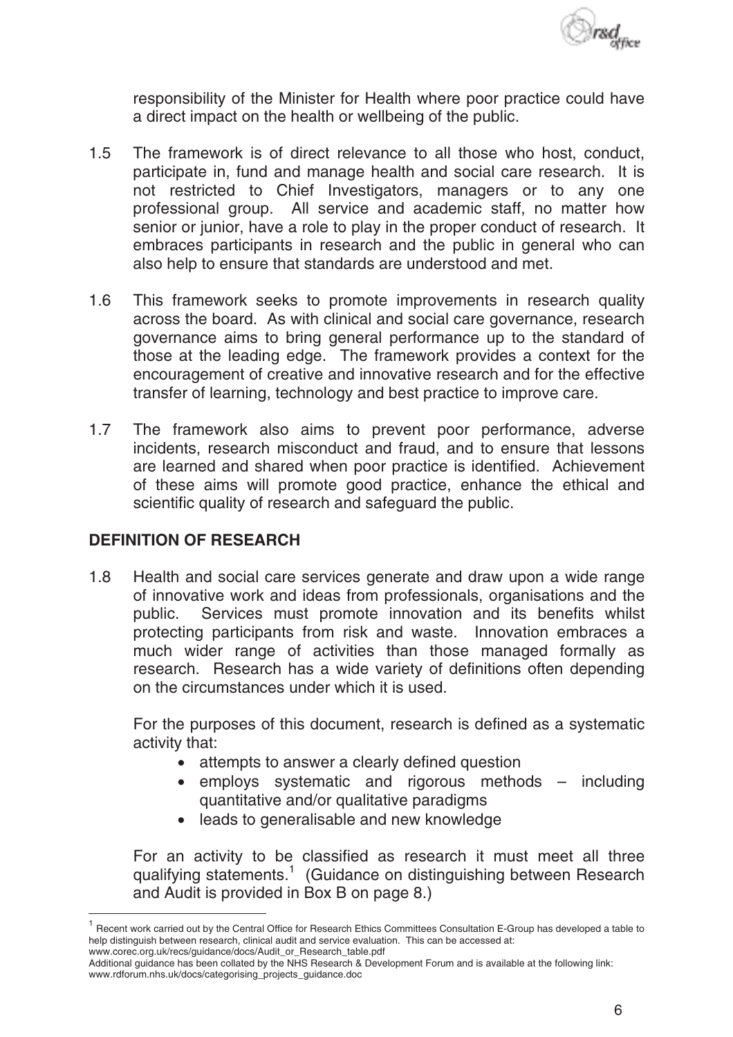responsibility of the Minister for Health where poor practice could have a direct impact on the health or wellbeing of the public.

1.5 The framework is of direct relevance to all those who host, conduct, participate in, fund and manage health and social care research. It is not restricted to Chief Investigators, managers or to any one professional group. All service and academic staff, no matter how senior or junior, have a role to play in the proper conduct of research. It embraces participants in research and the public in general who can also help to ensure that standards are understood and met.

1.6 This framework seeks to promote improvements in research quality across the board. As with clinical and social care governance, research governance aims to bring general performance up to the standard of those at the leading edge. The framework provides a context for the encouragement of creative and innovative research and for the effective transfer of learning, technology and best practice to improve care.

1.7 The framework also aims to prevent poor performance, adverse incidents, research misconduct and fraud, and to ensure that lessons are learned and shared when poor practice is identified. Achievement of these aims will promote good practice, enhance the ethical and scientific quality of research and safeguard the public.

## DEFINITION OF RESEARCH

1.8 Health and social care services generate and draw upon a wide range of innovative work and ideas from professionals, organisations and the public. Services must promote innovation and its benefits whilst protecting participants from risk and waste. Innovation embraces a much wider range of activities than those managed formally as research. Research has a wide variety of definitions often depending on the circumstances under which it is used.

For the purposes of this document, research is defined as a systematic activity that:

- attempts to answer a clearly defined question
- employs systematic and rigorous methods – including quantitative and/or qualitative paradigms
- leads to generalisable and new knowledge

For an activity to be classified as research it must meet all three qualifying statements.[1] (Guidance on distinguishing between Research and Audit is provided in Box B on page 8.)

[1] Recent work carried out by the Central Office for Research Ethics Committees Consultation E-Group has developed a table to help distinguish between research, clinical audit and service evaluation. This can be accessed at: www.corec.org.uk/recs/guidance/docs/Audit_or_Research_table.pdf
Additional guidance has been collated by the NHS Research & Development Forum and is available at the following link: www.rdforum.nhs.uk/docs/categorising_projects_guidance.doc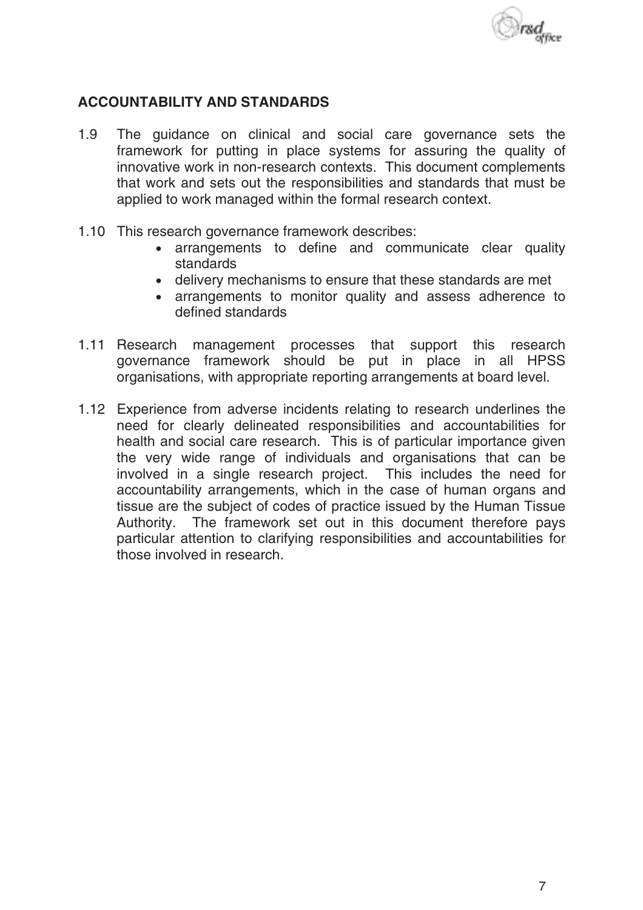## ACCOUNTABILITY AND STANDARDS

1.9 The guidance on clinical and social care governance sets the framework for putting in place systems for assuring the quality of innovative work in non-research contexts. This document complements that work and sets out the responsibilities and standards that must be applied to work managed within the formal research context.

1.10 This research governance framework describes:

- arrangements to define and communicate clear quality standards
- delivery mechanisms to ensure that these standards are met
- arrangements to monitor quality and assess adherence to defined standards

1.11 Research management processes that support this research governance framework should be put in place in all HPSS organisations, with appropriate reporting arrangements at board level.

1.12 Experience from adverse incidents relating to research underlines the need for clearly delineated responsibilities and accountabilities for health and social care research. This is of particular importance given the very wide range of individuals and organisations that can be involved in a single research project. This includes the need for accountability arrangements, which in the case of human organs and tissue are the subject of codes of practice issued by the Human Tissue Authority. The framework set out in this document therefore pays particular attention to clarifying responsibilities and accountabilities for those involved in research.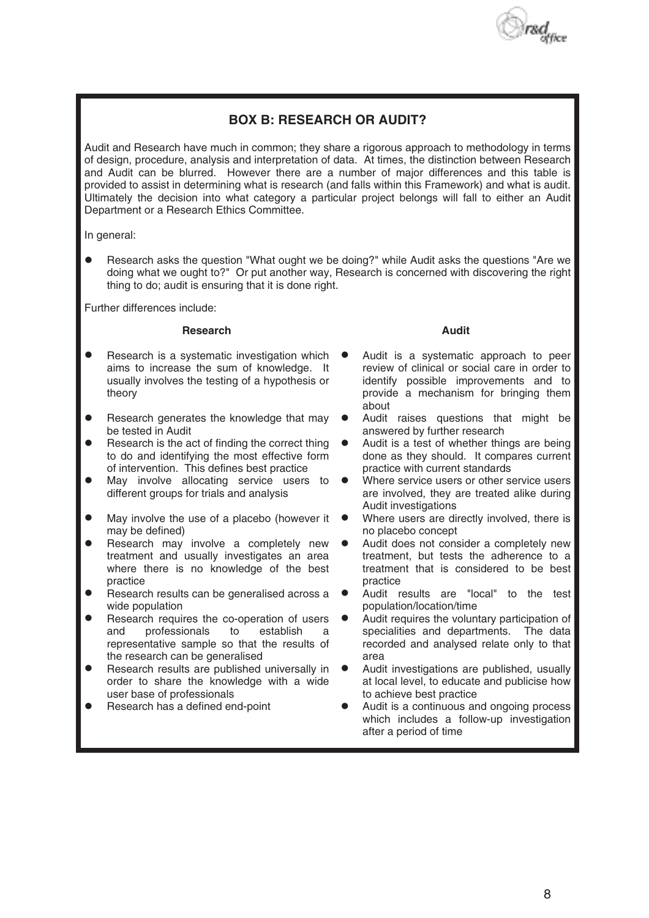## BOX B: RESEARCH OR AUDIT?

Audit and Research have much in common; they share a rigorous approach to methodology in terms of design, procedure, analysis and interpretation of data. At times, the distinction between Research and Audit can be blurred. However there are a number of major differences and this table is provided to assist in determining what is research (and falls within this Framework) and what is audit. Ultimately the decision into what category a particular project belongs will fall to either an Audit Department or a Research Ethics Committee.

In general:

- Research asks the question "What ought we be doing?" while Audit asks the questions "Are we doing what we ought to?" Or put another way, Research is concerned with discovering the right thing to do; audit is ensuring that it is done right.

Further differences include:

| Research | Audit |
|---|---|
| Research is a systematic investigation which aims to increase the sum of knowledge. It usually involves the testing of a hypothesis or theory | Audit is a systematic approach to peer review of clinical or social care in order to identify possible improvements and to provide a mechanism for bringing them about |
| Research generates the knowledge that may be tested in Audit | Audit raises questions that might be answered by further research |
| Research is the act of finding the correct thing to do and identifying the most effective form of intervention. This defines best practice | Audit is a test of whether things are being done as they should. It compares current practice with current standards |
| May involve allocating service users to different groups for trials and analysis | Where service users or other service users are involved, they are treated alike during Audit investigations |
| May involve the use of a placebo (however it may be defined) | Where users are directly involved, there is no placebo concept |
| Research may involve a completely new treatment and usually investigates an area where there is no knowledge of the best practice | Audit does not consider a completely new treatment, but tests the adherence to a treatment that is considered to be best practice |
| Research results can be generalised across a wide population | Audit results are "local" to the test population/location/time |
| Research requires the co-operation of users and professionals to establish a representative sample so that the results of the research can be generalised | Audit requires the voluntary participation of specialities and departments. The data recorded and analysed relate only to that area |
| Research results are published universally in order to share the knowledge with a wide user base of professionals | Audit investigations are published, usually at local level, to educate and publicise how to achieve best practice |
| Research has a defined end-point | Audit is a continuous and ongoing process which includes a follow-up investigation after a period of time |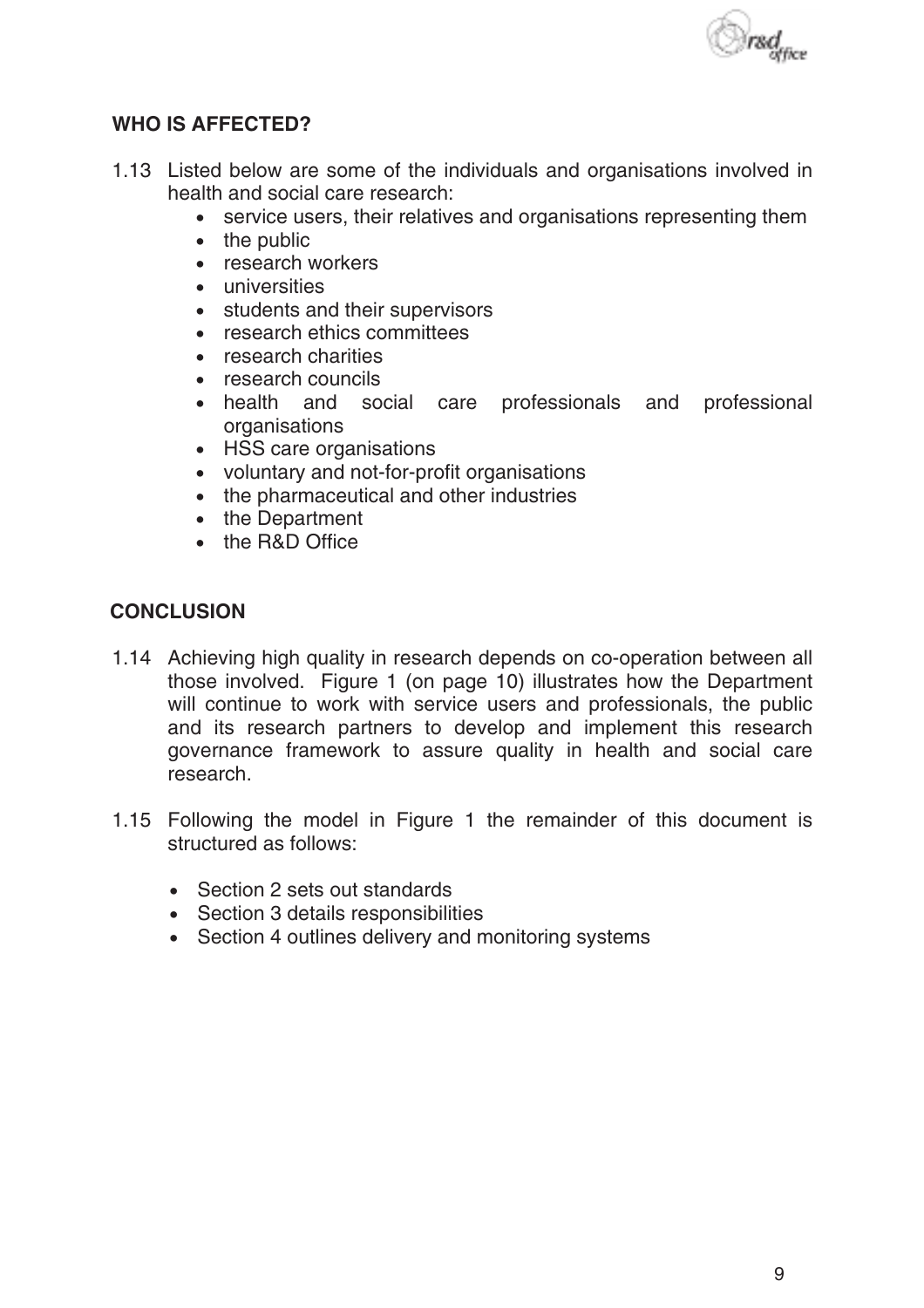## WHO IS AFFECTED?

1.13 Listed below are some of the individuals and organisations involved in health and social care research:

- service users, their relatives and organisations representing them
- the public
- research workers
- universities
- students and their supervisors
- research ethics committees
- research charities
- research councils
- health and social care professionals and professional organisations
- HSS care organisations
- voluntary and not-for-profit organisations
- the pharmaceutical and other industries
- the Department
- the R&D Office

## CONCLUSION

1.14 Achieving high quality in research depends on co-operation between all those involved. Figure 1 (on page 10) illustrates how the Department will continue to work with service users and professionals, the public and its research partners to develop and implement this research governance framework to assure quality in health and social care research.

1.15 Following the model in Figure 1 the remainder of this document is structured as follows:

- Section 2 sets out standards
- Section 3 details responsibilities
- Section 4 outlines delivery and monitoring systems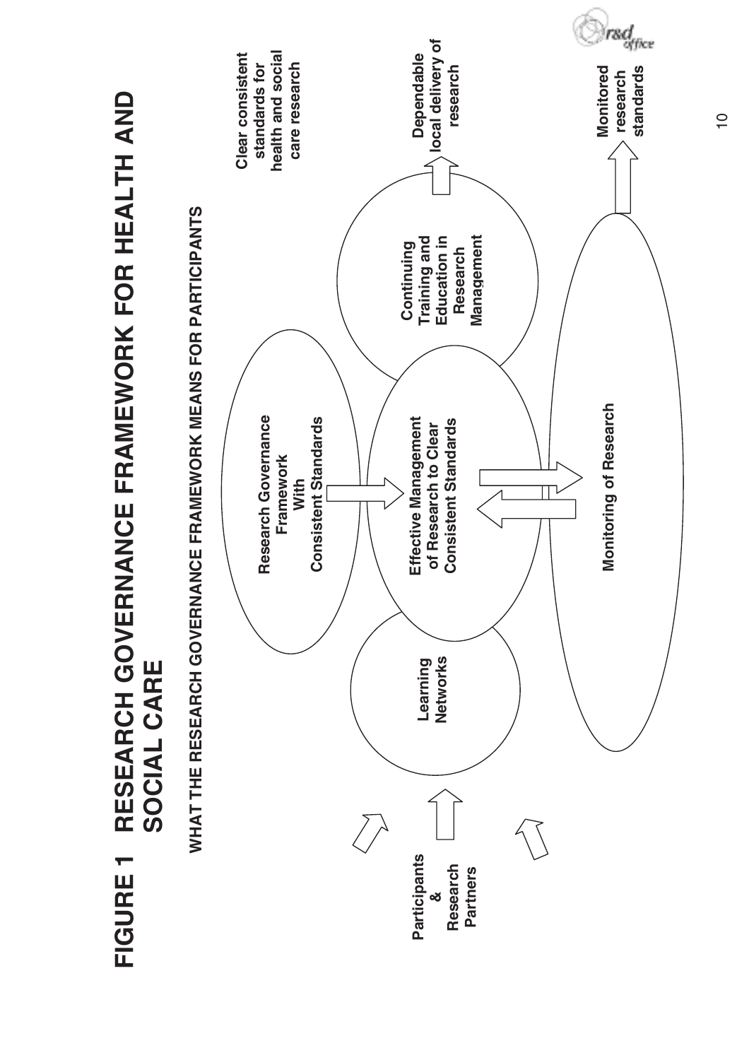# FIGURE 1 RESEARCH GOVERNANCE FRAMEWORK FOR HEALTH AND SOCIAL CARE

## WHAT THE RESEARCH GOVERNANCE FRAMEWORK MEANS FOR PARTICIPANTS

**Participants & Research Partners**

**Learning Networks**

**Research Governance Framework With Consistent Standards**

**Effective Management of Research to Clear Consistent Standards**

**Continuing Training and Education in Research Management**

**Monitoring of Research**

**Clear consistent standards for health and social care research**

**Dependable local delivery of research**

**Monitored research standards**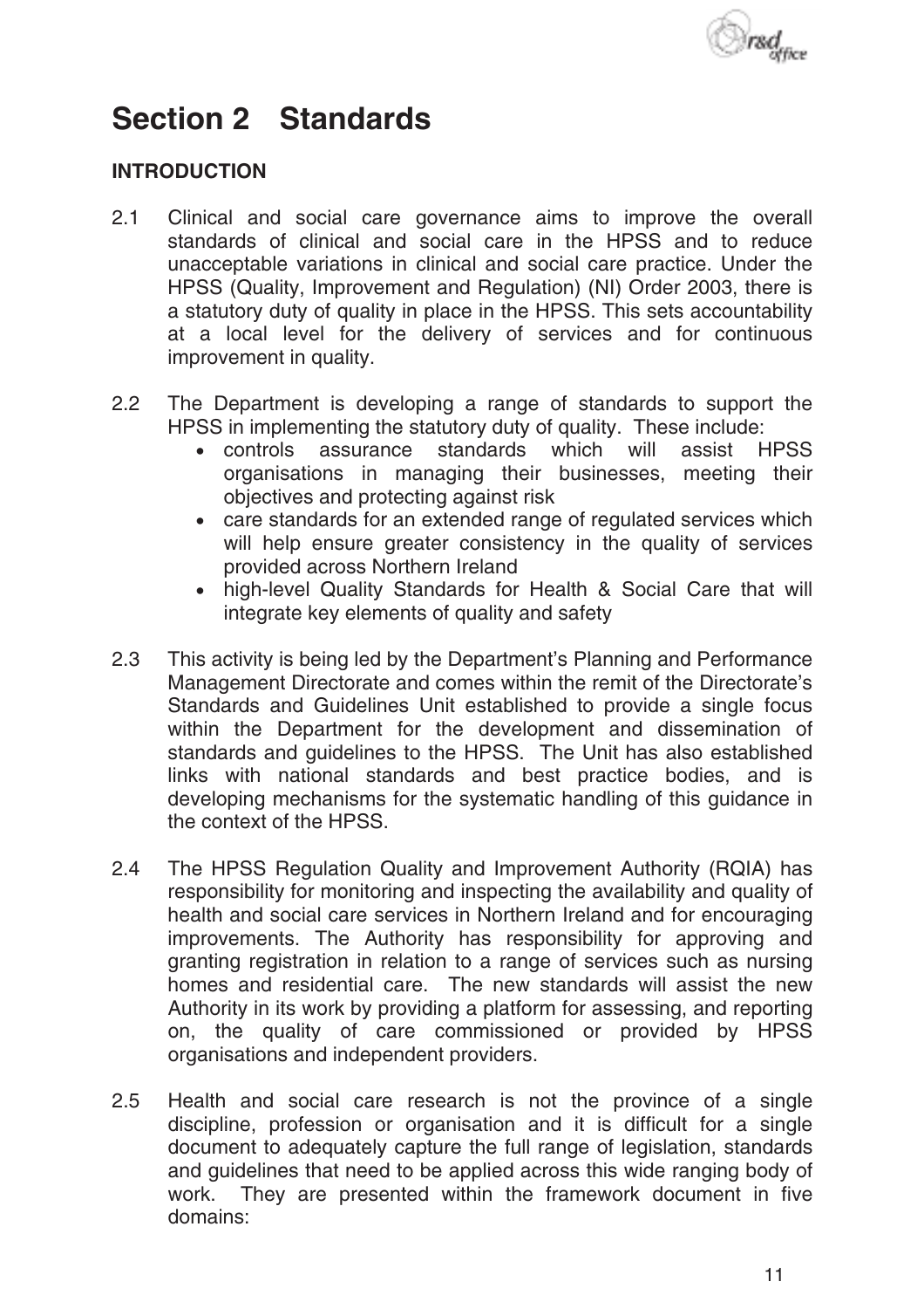# Section 2 Standards

## INTRODUCTION

2.1 Clinical and social care governance aims to improve the overall standards of clinical and social care in the HPSS and to reduce unacceptable variations in clinical and social care practice. Under the HPSS (Quality, Improvement and Regulation) (NI) Order 2003, there is a statutory duty of quality in place in the HPSS. This sets accountability at a local level for the delivery of services and for continuous improvement in quality.

2.2 The Department is developing a range of standards to support the HPSS in implementing the statutory duty of quality. These include:
- controls assurance standards which will assist HPSS organisations in managing their businesses, meeting their objectives and protecting against risk
- care standards for an extended range of regulated services which will help ensure greater consistency in the quality of services provided across Northern Ireland
- high-level Quality Standards for Health & Social Care that will integrate key elements of quality and safety

2.3 This activity is being led by the Department's Planning and Performance Management Directorate and comes within the remit of the Directorate's Standards and Guidelines Unit established to provide a single focus within the Department for the development and dissemination of standards and guidelines to the HPSS. The Unit has also established links with national standards and best practice bodies, and is developing mechanisms for the systematic handling of this guidance in the context of the HPSS.

2.4 The HPSS Regulation Quality and Improvement Authority (RQIA) has responsibility for monitoring and inspecting the availability and quality of health and social care services in Northern Ireland and for encouraging improvements. The Authority has responsibility for approving and granting registration in relation to a range of services such as nursing homes and residential care. The new standards will assist the new Authority in its work by providing a platform for assessing, and reporting on, the quality of care commissioned or provided by HPSS organisations and independent providers.

2.5 Health and social care research is not the province of a single discipline, profession or organisation and it is difficult for a single document to adequately capture the full range of legislation, standards and guidelines that need to be applied across this wide ranging body of work. They are presented within the framework document in five domains: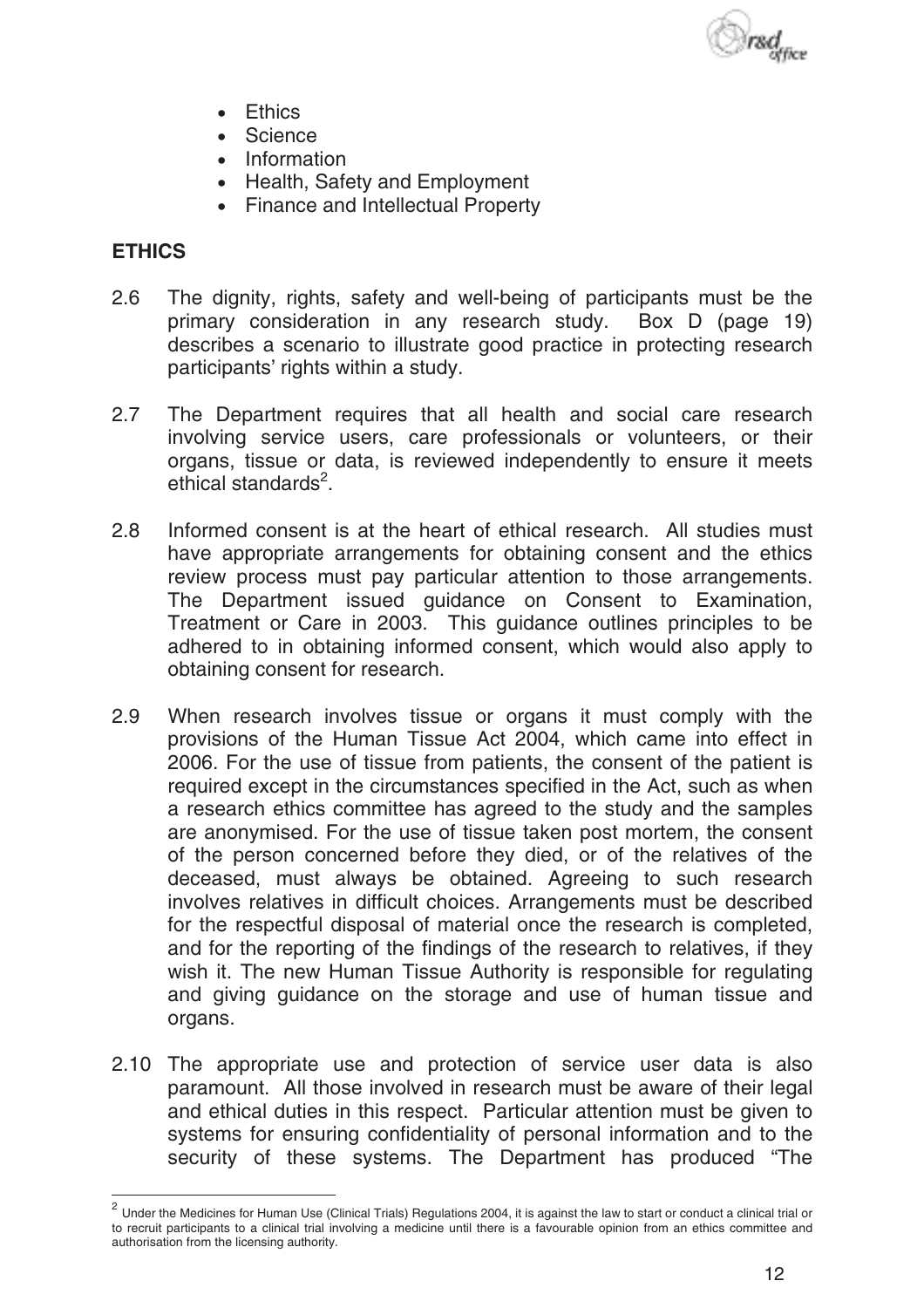- Ethics
- Science
- Information
- Health, Safety and Employment
- Finance and Intellectual Property

## ETHICS

2.6 The dignity, rights, safety and well-being of participants must be the primary consideration in any research study. Box D (page 19) describes a scenario to illustrate good practice in protecting research participants' rights within a study.

2.7 The Department requires that all health and social care research involving service users, care professionals or volunteers, or their organs, tissue or data, is reviewed independently to ensure it meets ethical standards[2].

2.8 Informed consent is at the heart of ethical research. All studies must have appropriate arrangements for obtaining consent and the ethics review process must pay particular attention to those arrangements. The Department issued guidance on Consent to Examination, Treatment or Care in 2003. This guidance outlines principles to be adhered to in obtaining informed consent, which would also apply to obtaining consent for research.

2.9 When research involves tissue or organs it must comply with the provisions of the Human Tissue Act 2004, which came into effect in 2006. For the use of tissue from patients, the consent of the patient is required except in the circumstances specified in the Act, such as when a research ethics committee has agreed to the study and the samples are anonymised. For the use of tissue taken post mortem, the consent of the person concerned before they died, or of the relatives of the deceased, must always be obtained. Agreeing to such research involves relatives in difficult choices. Arrangements must be described for the respectful disposal of material once the research is completed, and for the reporting of the findings of the research to relatives, if they wish it. The new Human Tissue Authority is responsible for regulating and giving guidance on the storage and use of human tissue and organs.

2.10 The appropriate use and protection of service user data is also paramount. All those involved in research must be aware of their legal and ethical duties in this respect. Particular attention must be given to systems for ensuring confidentiality of personal information and to the security of these systems. The Department has produced "The

---

[2] Under the Medicines for Human Use (Clinical Trials) Regulations 2004, it is against the law to start or conduct a clinical trial or to recruit participants to a clinical trial involving a medicine until there is a favourable opinion from an ethics committee and authorisation from the licensing authority.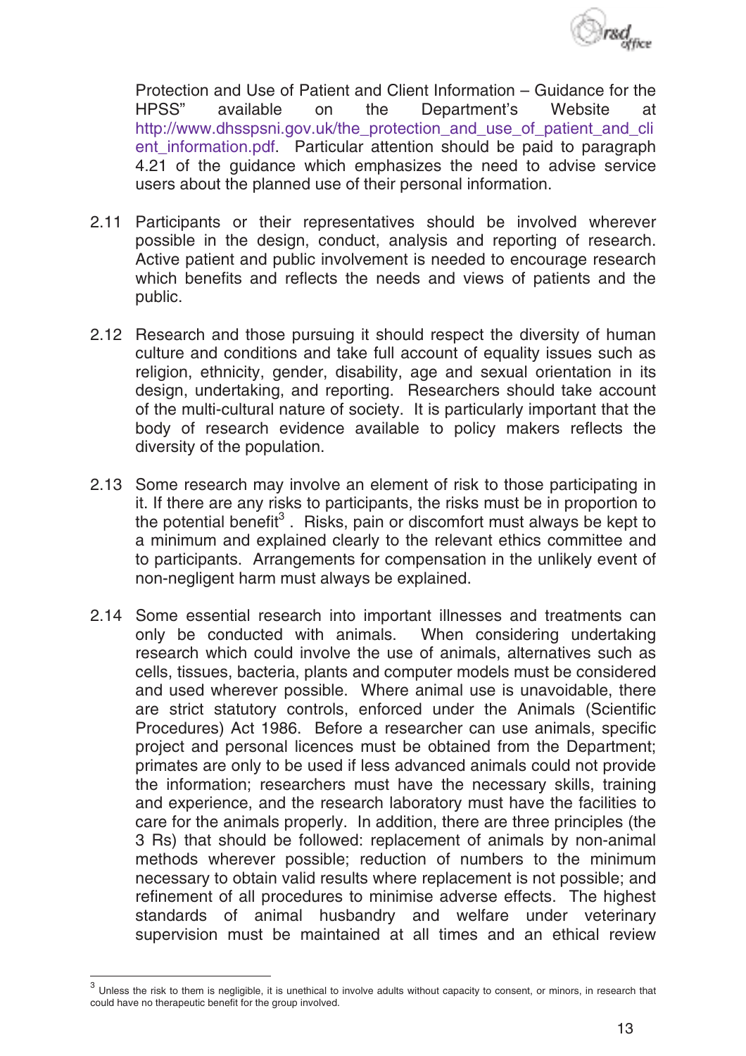Protection and Use of Patient and Client Information – Guidance for the HPSS" available on the Department's Website at http://www.dhsspsni.gov.uk/the_protection_and_use_of_patient_and_client_information.pdf. Particular attention should be paid to paragraph 4.21 of the guidance which emphasizes the need to advise service users about the planned use of their personal information.

2.11 Participants or their representatives should be involved wherever possible in the design, conduct, analysis and reporting of research. Active patient and public involvement is needed to encourage research which benefits and reflects the needs and views of patients and the public.

2.12 Research and those pursuing it should respect the diversity of human culture and conditions and take full account of equality issues such as religion, ethnicity, gender, disability, age and sexual orientation in its design, undertaking, and reporting. Researchers should take account of the multi-cultural nature of society. It is particularly important that the body of research evidence available to policy makers reflects the diversity of the population.

2.13 Some research may involve an element of risk to those participating in it. If there are any risks to participants, the risks must be in proportion to the potential benefit[3]. Risks, pain or discomfort must always be kept to a minimum and explained clearly to the relevant ethics committee and to participants. Arrangements for compensation in the unlikely event of non-negligent harm must always be explained.

2.14 Some essential research into important illnesses and treatments can only be conducted with animals. When considering undertaking research which could involve the use of animals, alternatives such as cells, tissues, bacteria, plants and computer models must be considered and used wherever possible. Where animal use is unavoidable, there are strict statutory controls, enforced under the Animals (Scientific Procedures) Act 1986. Before a researcher can use animals, specific project and personal licences must be obtained from the Department; primates are only to be used if less advanced animals could not provide the information; researchers must have the necessary skills, training and experience, and the research laboratory must have the facilities to care for the animals properly. In addition, there are three principles (the 3 Rs) that should be followed: replacement of animals by non-animal methods wherever possible; reduction of numbers to the minimum necessary to obtain valid results where replacement is not possible; and refinement of all procedures to minimise adverse effects. The highest standards of animal husbandry and welfare under veterinary supervision must be maintained at all times and an ethical review

[3] Unless the risk to them is negligible, it is unethical to involve adults without capacity to consent, or minors, in research that could have no therapeutic benefit for the group involved.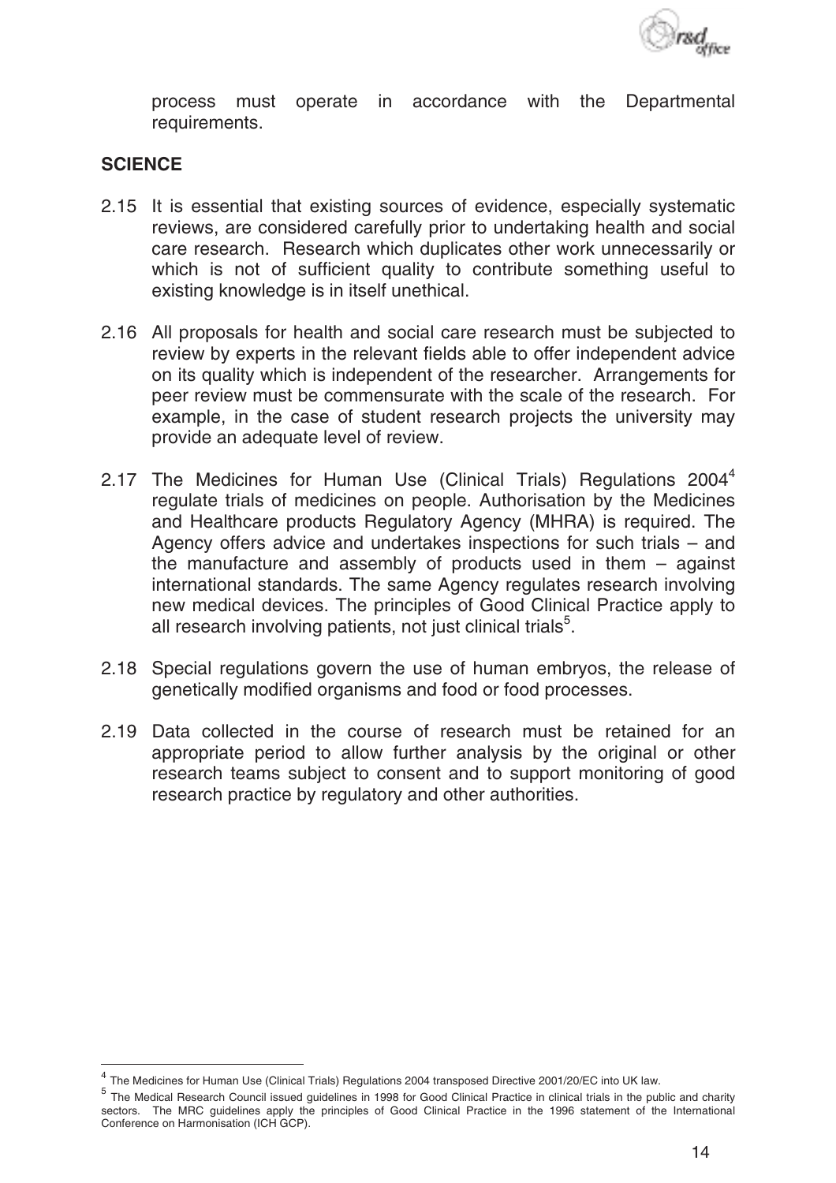process must operate in accordance with the Departmental requirements.

## SCIENCE

2.15 It is essential that existing sources of evidence, especially systematic reviews, are considered carefully prior to undertaking health and social care research. Research which duplicates other work unnecessarily or which is not of sufficient quality to contribute something useful to existing knowledge is in itself unethical.

2.16 All proposals for health and social care research must be subjected to review by experts in the relevant fields able to offer independent advice on its quality which is independent of the researcher. Arrangements for peer review must be commensurate with the scale of the research. For example, in the case of student research projects the university may provide an adequate level of review.

2.17 The Medicines for Human Use (Clinical Trials) Regulations 2004[4] regulate trials of medicines on people. Authorisation by the Medicines and Healthcare products Regulatory Agency (MHRA) is required. The Agency offers advice and undertakes inspections for such trials – and the manufacture and assembly of products used in them – against international standards. The same Agency regulates research involving new medical devices. The principles of Good Clinical Practice apply to all research involving patients, not just clinical trials[5].

2.18 Special regulations govern the use of human embryos, the release of genetically modified organisms and food or food processes.

2.19 Data collected in the course of research must be retained for an appropriate period to allow further analysis by the original or other research teams subject to consent and to support monitoring of good research practice by regulatory and other authorities.

---

[4] The Medicines for Human Use (Clinical Trials) Regulations 2004 transposed Directive 2001/20/EC into UK law.

[5] The Medical Research Council issued guidelines in 1998 for Good Clinical Practice in clinical trials in the public and charity sectors. The MRC guidelines apply the principles of Good Clinical Practice in the 1996 statement of the International Conference on Harmonisation (ICH GCP).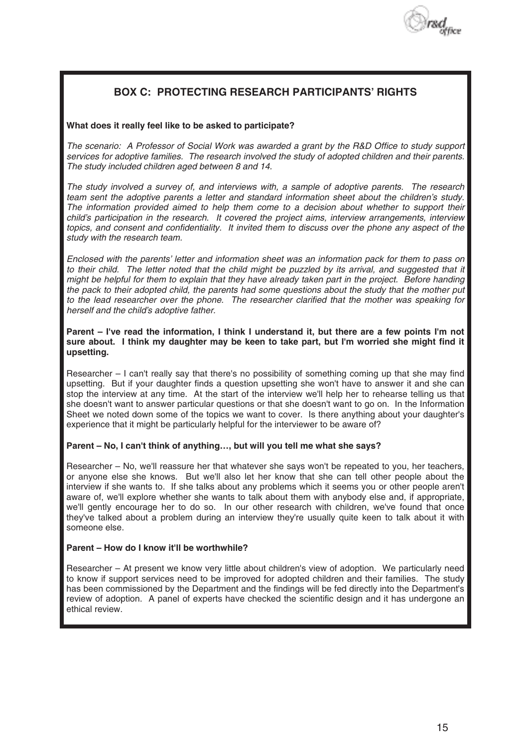## BOX C: PROTECTING RESEARCH PARTICIPANTS' RIGHTS

**What does it really feel like to be asked to participate?**

*The scenario: A Professor of Social Work was awarded a grant by the R&D Office to study support services for adoptive families. The research involved the study of adopted children and their parents. The study included children aged between 8 and 14.*

*The study involved a survey of, and interviews with, a sample of adoptive parents. The research team sent the adoptive parents a letter and standard information sheet about the children's study. The information provided aimed to help them come to a decision about whether to support their child's participation in the research. It covered the project aims, interview arrangements, interview topics, and consent and confidentiality. It invited them to discuss over the phone any aspect of the study with the research team.*

*Enclosed with the parents' letter and information sheet was an information pack for them to pass on to their child. The letter noted that the child might be puzzled by its arrival, and suggested that it might be helpful for them to explain that they have already taken part in the project. Before handing the pack to their adopted child, the parents had some questions about the study that the mother put to the lead researcher over the phone. The researcher clarified that the mother was speaking for herself and the child's adoptive father.*

**Parent – I've read the information, I think I understand it, but there are a few points I'm not sure about. I think my daughter may be keen to take part, but I'm worried she might find it upsetting.**

Researcher – I can't really say that there's no possibility of something coming up that she may find upsetting. But if your daughter finds a question upsetting she won't have to answer it and she can stop the interview at any time. At the start of the interview we'll help her to rehearse telling us that she doesn't want to answer particular questions or that she doesn't want to go on. In the Information Sheet we noted down some of the topics we want to cover. Is there anything about your daughter's experience that it might be particularly helpful for the interviewer to be aware of?

**Parent – No, I can't think of anything…, but will you tell me what she says?**

Researcher – No, we'll reassure her that whatever she says won't be repeated to you, her teachers, or anyone else she knows. But we'll also let her know that she can tell other people about the interview if she wants to. If she talks about any problems which it seems you or other people aren't aware of, we'll explore whether she wants to talk about them with anybody else and, if appropriate, we'll gently encourage her to do so. In our other research with children, we've found that once they've talked about a problem during an interview they're usually quite keen to talk about it with someone else.

**Parent – How do I know it'll be worthwhile?**

Researcher – At present we know very little about children's view of adoption. We particularly need to know if support services need to be improved for adopted children and their families. The study has been commissioned by the Department and the findings will be fed directly into the Department's review of adoption. A panel of experts have checked the scientific design and it has undergone an ethical review.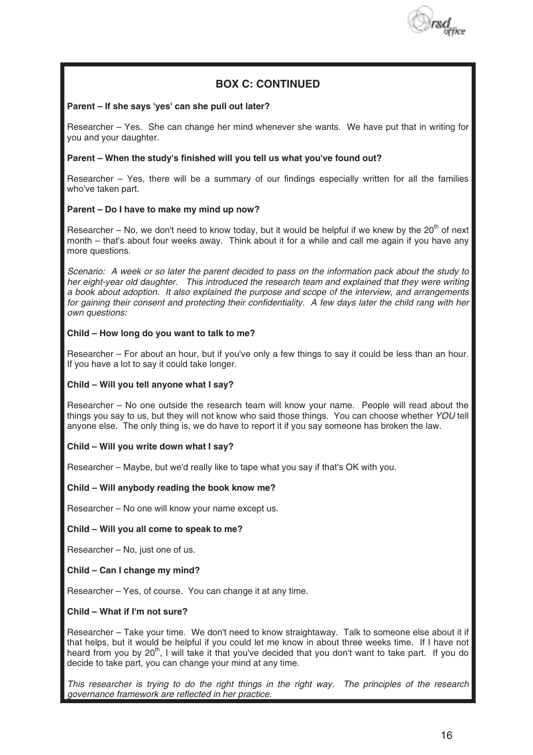## BOX C: CONTINUED

**Parent – If she says 'yes' can she pull out later?**

Researcher – Yes. She can change her mind whenever she wants. We have put that in writing for you and your daughter.

**Parent – When the study's finished will you tell us what you've found out?**

Researcher – Yes, there will be a summary of our findings especially written for all the families who've taken part.

**Parent – Do I have to make my mind up now?**

Researcher – No, we don't need to know today, but it would be helpful if we knew by the 20th of next month – that's about four weeks away. Think about it for a while and call me again if you have any more questions.

*Scenario: A week or so later the parent decided to pass on the information pack about the study to her eight-year old daughter. This introduced the research team and explained that they were writing a book about adoption. It also explained the purpose and scope of the interview, and arrangements for gaining their consent and protecting their confidentiality. A few days later the child rang with her own questions:*

**Child – How long do you want to talk to me?**

Researcher – For about an hour, but if you've only a few things to say it could be less than an hour. If you have a lot to say it could take longer.

**Child – Will you tell anyone what I say?**

Researcher – No one outside the research team will know your name. People will read about the things you say to us, but they will not know who said those things. You can choose whether *YOU* tell anyone else. The only thing is, we do have to report it if you say someone has broken the law.

**Child – Will you write down what I say?**

Researcher – Maybe, but we'd really like to tape what you say if that's OK with you.

**Child – Will anybody reading the book know me?**

Researcher – No one will know your name except us.

**Child – Will you all come to speak to me?**

Researcher – No, just one of us.

**Child – Can I change my mind?**

Researcher – Yes, of course. You can change it at any time.

**Child – What if I'm not sure?**

Researcher – Take your time. We don't need to know straightaway. Talk to someone else about it if that helps, but it would be helpful if you could let me know in about three weeks time. If I have not heard from you by 20th, I will take it that you've decided that you don't want to take part. If you do decide to take part, you can change your mind at any time.

*This researcher is trying to do the right things in the right way. The principles of the research governance framework are reflected in her practice.*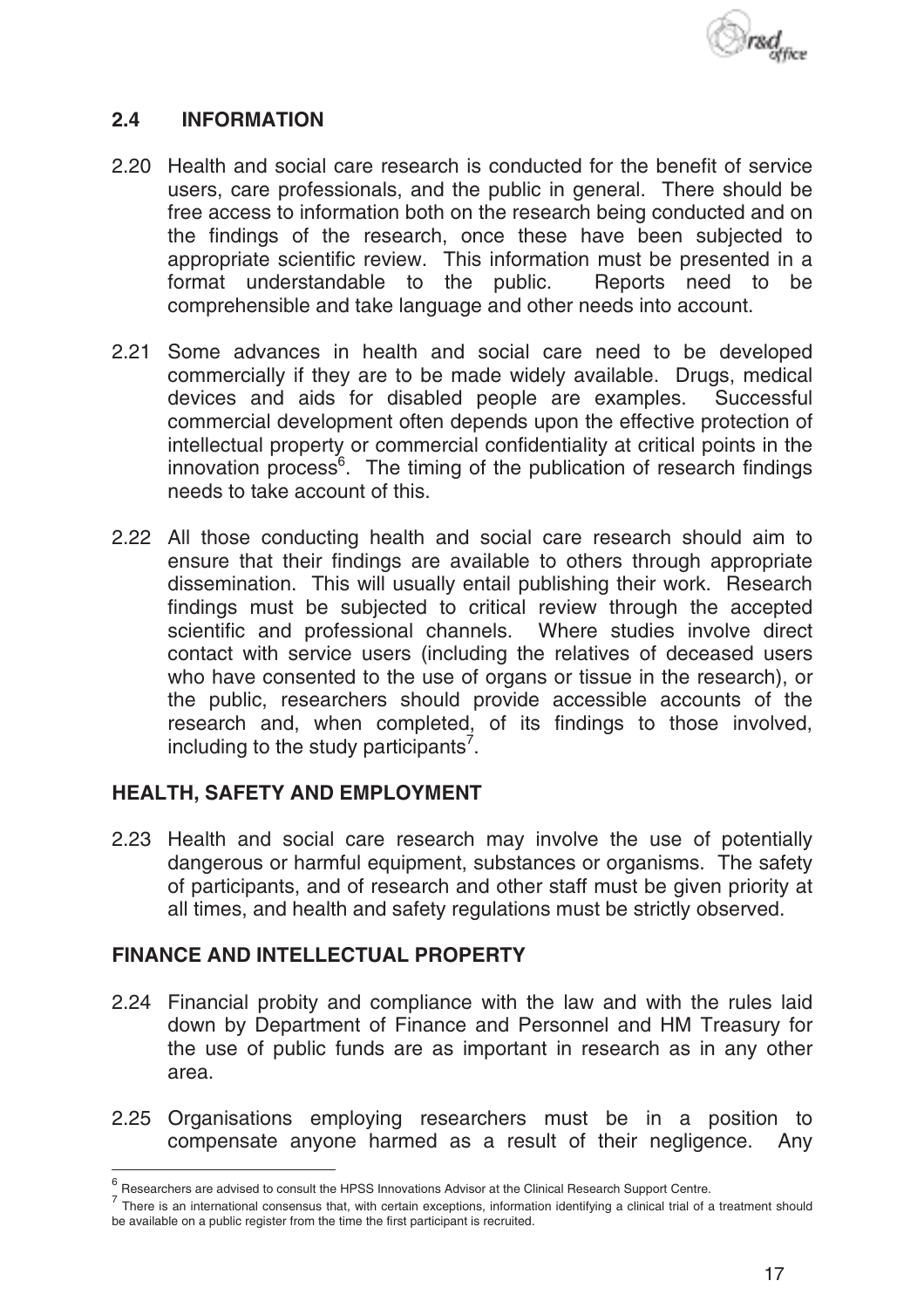## 2.4 INFORMATION

2.20 Health and social care research is conducted for the benefit of service users, care professionals, and the public in general. There should be free access to information both on the research being conducted and on the findings of the research, once these have been subjected to appropriate scientific review. This information must be presented in a format understandable to the public. Reports need to be comprehensible and take language and other needs into account.

2.21 Some advances in health and social care need to be developed commercially if they are to be made widely available. Drugs, medical devices and aids for disabled people are examples. Successful commercial development often depends upon the effective protection of intellectual property or commercial confidentiality at critical points in the innovation process[6]. The timing of the publication of research findings needs to take account of this.

2.22 All those conducting health and social care research should aim to ensure that their findings are available to others through appropriate dissemination. This will usually entail publishing their work. Research findings must be subjected to critical review through the accepted scientific and professional channels. Where studies involve direct contact with service users (including the relatives of deceased users who have consented to the use of organs or tissue in the research), or the public, researchers should provide accessible accounts of the research and, when completed, of its findings to those involved, including to the study participants[7].

### HEALTH, SAFETY AND EMPLOYMENT

2.23 Health and social care research may involve the use of potentially dangerous or harmful equipment, substances or organisms. The safety of participants, and of research and other staff must be given priority at all times, and health and safety regulations must be strictly observed.

### FINANCE AND INTELLECTUAL PROPERTY

2.24 Financial probity and compliance with the law and with the rules laid down by Department of Finance and Personnel and HM Treasury for the use of public funds are as important in research as in any other area.

2.25 Organisations employing researchers must be in a position to compensate anyone harmed as a result of their negligence. Any

---

[6] Researchers are advised to consult the HPSS Innovations Advisor at the Clinical Research Support Centre.

[7] There is an international consensus that, with certain exceptions, information identifying a clinical trial of a treatment should be available on a public register from the time the first participant is recruited.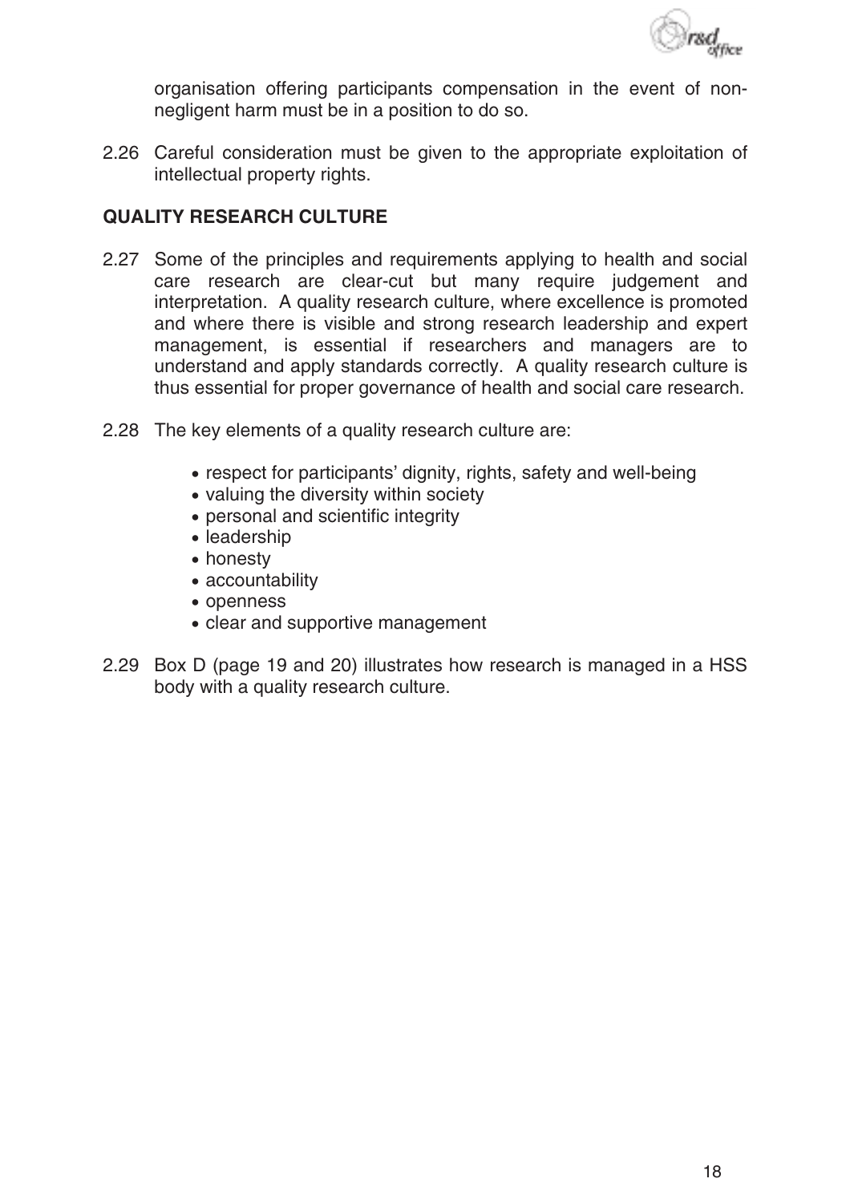organisation offering participants compensation in the event of non-negligent harm must be in a position to do so.

2.26 Careful consideration must be given to the appropriate exploitation of intellectual property rights.

## QUALITY RESEARCH CULTURE

2.27 Some of the principles and requirements applying to health and social care research are clear-cut but many require judgement and interpretation. A quality research culture, where excellence is promoted and where there is visible and strong research leadership and expert management, is essential if researchers and managers are to understand and apply standards correctly. A quality research culture is thus essential for proper governance of health and social care research.

2.28 The key elements of a quality research culture are:

- respect for participants' dignity, rights, safety and well-being
- valuing the diversity within society
- personal and scientific integrity
- leadership
- honesty
- accountability
- openness
- clear and supportive management

2.29 Box D (page 19 and 20) illustrates how research is managed in a HSS body with a quality research culture.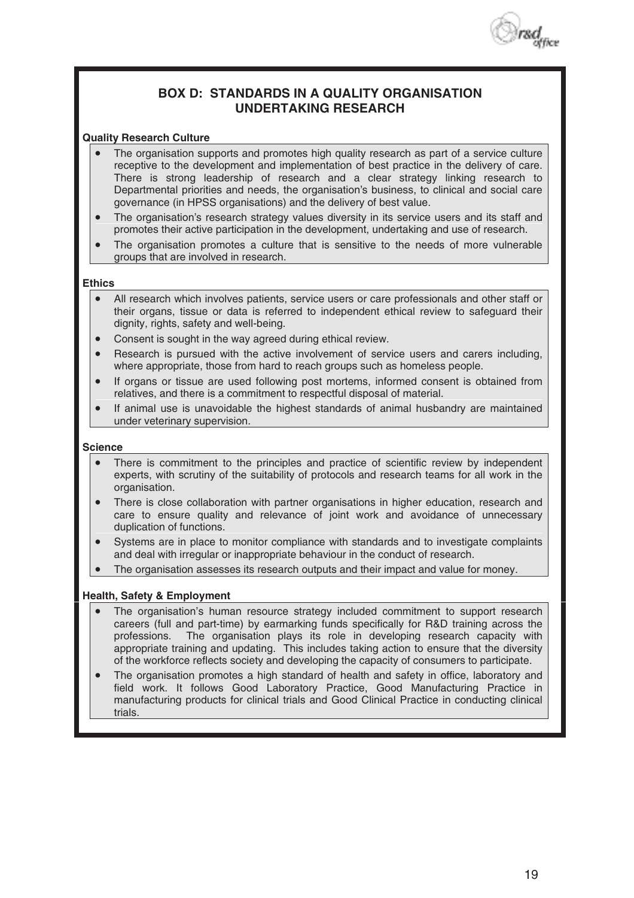## BOX D: STANDARDS IN A QUALITY ORGANISATION UNDERTAKING RESEARCH

**Quality Research Culture**

- The organisation supports and promotes high quality research as part of a service culture receptive to the development and implementation of best practice in the delivery of care. There is strong leadership of research and a clear strategy linking research to Departmental priorities and needs, the organisation's business, to clinical and social care governance (in HPSS organisations) and the delivery of best value.
- The organisation's research strategy values diversity in its service users and its staff and promotes their active participation in the development, undertaking and use of research.
- The organisation promotes a culture that is sensitive to the needs of more vulnerable groups that are involved in research.

**Ethics**

- All research which involves patients, service users or care professionals and other staff or their organs, tissue or data is referred to independent ethical review to safeguard their dignity, rights, safety and well-being.
- Consent is sought in the way agreed during ethical review.
- Research is pursued with the active involvement of service users and carers including, where appropriate, those from hard to reach groups such as homeless people.
- If organs or tissue are used following post mortems, informed consent is obtained from relatives, and there is a commitment to respectful disposal of material.
- If animal use is unavoidable the highest standards of animal husbandry are maintained under veterinary supervision.

**Science**

- There is commitment to the principles and practice of scientific review by independent experts, with scrutiny of the suitability of protocols and research teams for all work in the organisation.
- There is close collaboration with partner organisations in higher education, research and care to ensure quality and relevance of joint work and avoidance of unnecessary duplication of functions.
- Systems are in place to monitor compliance with standards and to investigate complaints and deal with irregular or inappropriate behaviour in the conduct of research.
- The organisation assesses its research outputs and their impact and value for money.

**Health, Safety & Employment**

- The organisation's human resource strategy included commitment to support research careers (full and part-time) by earmarking funds specifically for R&D training across the professions. The organisation plays its role in developing research capacity with appropriate training and updating. This includes taking action to ensure that the diversity of the workforce reflects society and developing the capacity of consumers to participate.
- The organisation promotes a high standard of health and safety in office, laboratory and field work. It follows Good Laboratory Practice, Good Manufacturing Practice in manufacturing products for clinical trials and Good Clinical Practice in conducting clinical trials.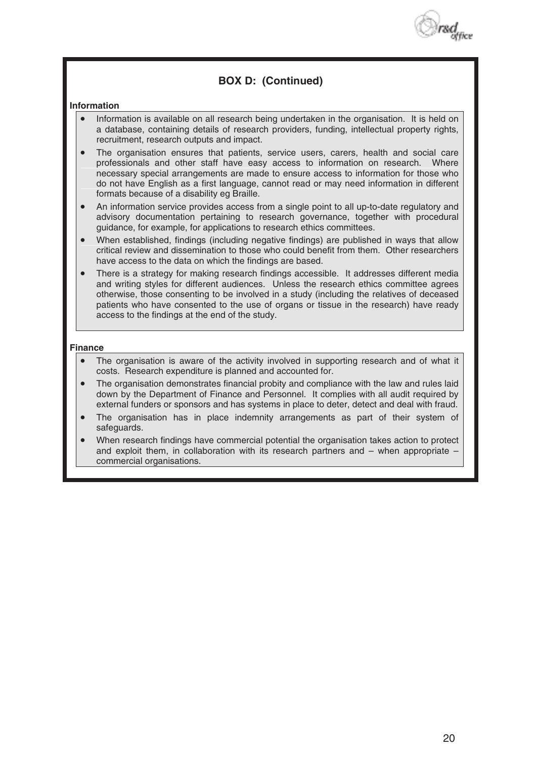## BOX D: (Continued)

**Information**

- Information is available on all research being undertaken in the organisation. It is held on a database, containing details of research providers, funding, intellectual property rights, recruitment, research outputs and impact.
- The organisation ensures that patients, service users, carers, health and social care professionals and other staff have easy access to information on research. Where necessary special arrangements are made to ensure access to information for those who do not have English as a first language, cannot read or may need information in different formats because of a disability eg Braille.
- An information service provides access from a single point to all up-to-date regulatory and advisory documentation pertaining to research governance, together with procedural guidance, for example, for applications to research ethics committees.
- When established, findings (including negative findings) are published in ways that allow critical review and dissemination to those who could benefit from them. Other researchers have access to the data on which the findings are based.
- There is a strategy for making research findings accessible. It addresses different media and writing styles for different audiences. Unless the research ethics committee agrees otherwise, those consenting to be involved in a study (including the relatives of deceased patients who have consented to the use of organs or tissue in the research) have ready access to the findings at the end of the study.

**Finance**

- The organisation is aware of the activity involved in supporting research and of what it costs. Research expenditure is planned and accounted for.
- The organisation demonstrates financial probity and compliance with the law and rules laid down by the Department of Finance and Personnel. It complies with all audit required by external funders or sponsors and has systems in place to deter, detect and deal with fraud.
- The organisation has in place indemnity arrangements as part of their system of safeguards.
- When research findings have commercial potential the organisation takes action to protect and exploit them, in collaboration with its research partners and – when appropriate – commercial organisations.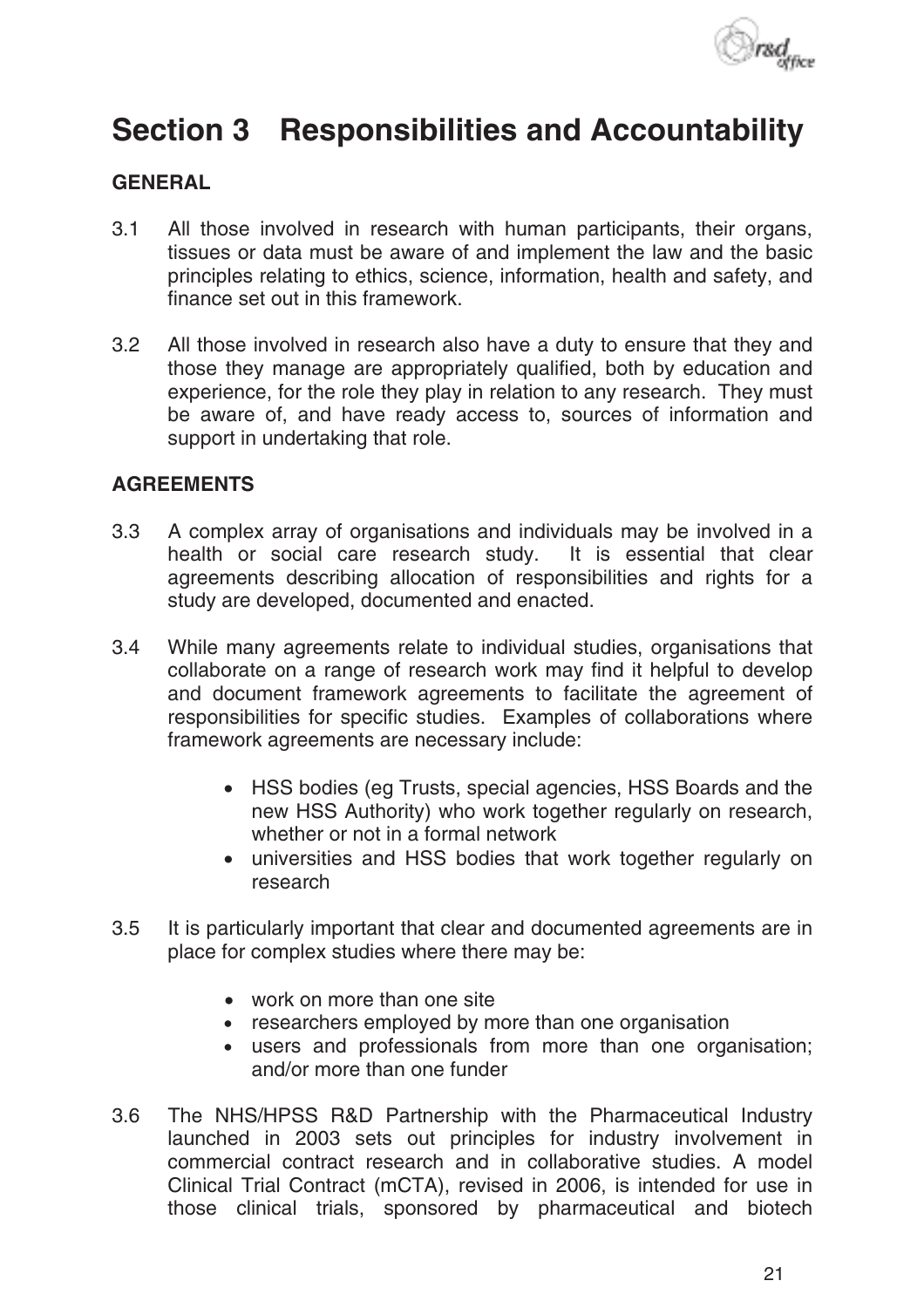# Section 3 Responsibilities and Accountability

## GENERAL

3.1 All those involved in research with human participants, their organs, tissues or data must be aware of and implement the law and the basic principles relating to ethics, science, information, health and safety, and finance set out in this framework.

3.2 All those involved in research also have a duty to ensure that they and those they manage are appropriately qualified, both by education and experience, for the role they play in relation to any research. They must be aware of, and have ready access to, sources of information and support in undertaking that role.

## AGREEMENTS

3.3 A complex array of organisations and individuals may be involved in a health or social care research study. It is essential that clear agreements describing allocation of responsibilities and rights for a study are developed, documented and enacted.

3.4 While many agreements relate to individual studies, organisations that collaborate on a range of research work may find it helpful to develop and document framework agreements to facilitate the agreement of responsibilities for specific studies. Examples of collaborations where framework agreements are necessary include:

- HSS bodies (eg Trusts, special agencies, HSS Boards and the new HSS Authority) who work together regularly on research, whether or not in a formal network
- universities and HSS bodies that work together regularly on research

3.5 It is particularly important that clear and documented agreements are in place for complex studies where there may be:

- work on more than one site
- researchers employed by more than one organisation
- users and professionals from more than one organisation; and/or more than one funder

3.6 The NHS/HPSS R&D Partnership with the Pharmaceutical Industry launched in 2003 sets out principles for industry involvement in commercial contract research and in collaborative studies. A model Clinical Trial Contract (mCTA), revised in 2006, is intended for use in those clinical trials, sponsored by pharmaceutical and biotech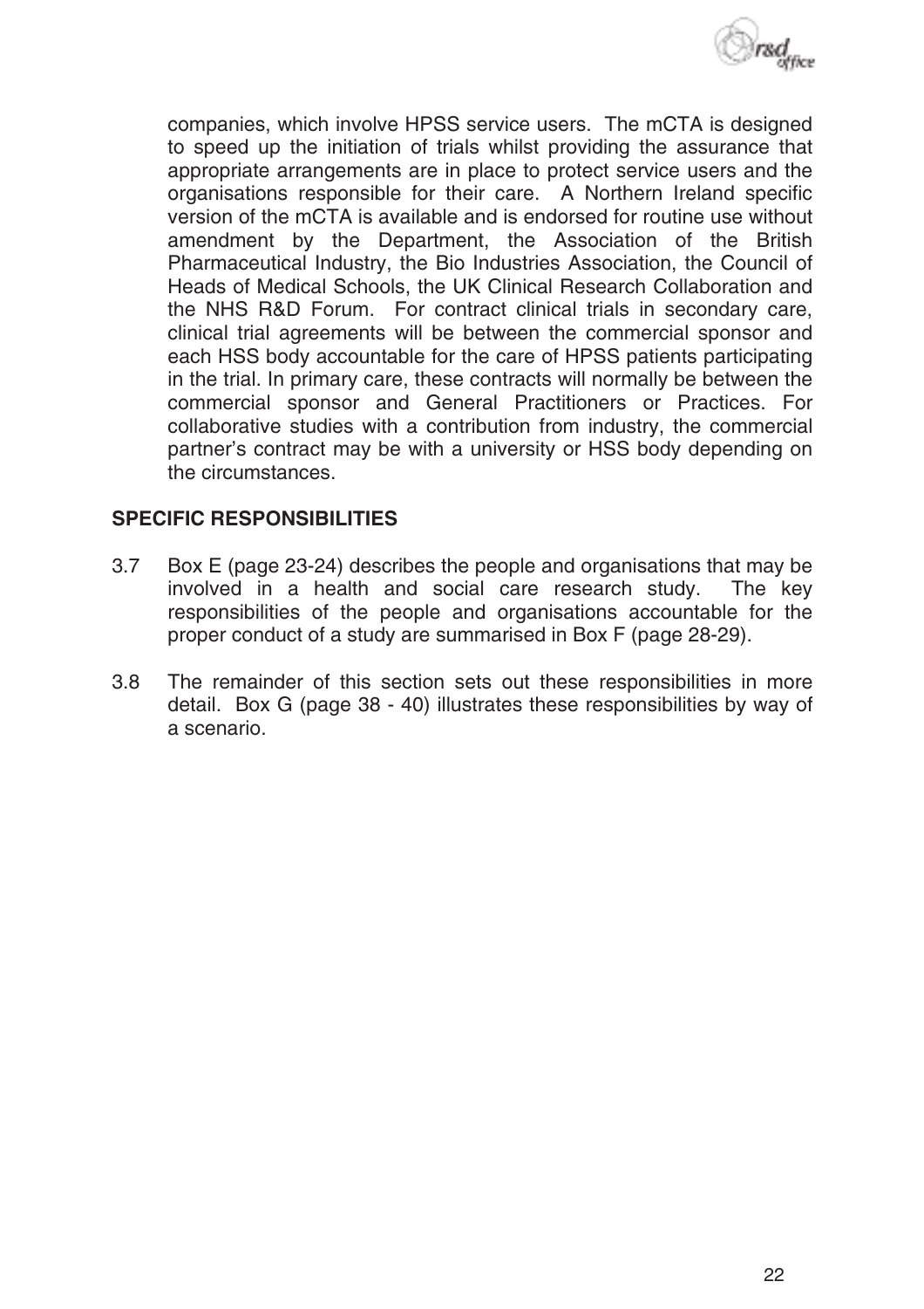companies, which involve HPSS service users. The mCTA is designed to speed up the initiation of trials whilst providing the assurance that appropriate arrangements are in place to protect service users and the organisations responsible for their care. A Northern Ireland specific version of the mCTA is available and is endorsed for routine use without amendment by the Department, the Association of the British Pharmaceutical Industry, the Bio Industries Association, the Council of Heads of Medical Schools, the UK Clinical Research Collaboration and the NHS R&D Forum. For contract clinical trials in secondary care, clinical trial agreements will be between the commercial sponsor and each HSS body accountable for the care of HPSS patients participating in the trial. In primary care, these contracts will normally be between the commercial sponsor and General Practitioners or Practices. For collaborative studies with a contribution from industry, the commercial partner's contract may be with a university or HSS body depending on the circumstances.

## SPECIFIC RESPONSIBILITIES

3.7 Box E (page 23-24) describes the people and organisations that may be involved in a health and social care research study. The key responsibilities of the people and organisations accountable for the proper conduct of a study are summarised in Box F (page 28-29).

3.8 The remainder of this section sets out these responsibilities in more detail. Box G (page 38 - 40) illustrates these responsibilities by way of a scenario.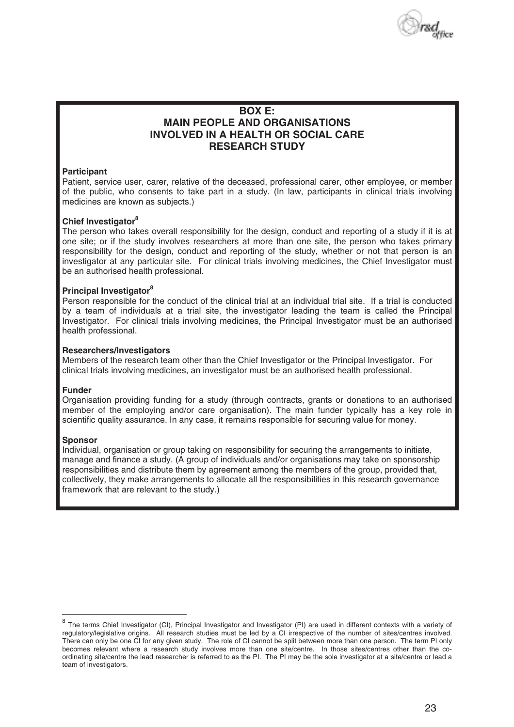## BOX E: MAIN PEOPLE AND ORGANISATIONS INVOLVED IN A HEALTH OR SOCIAL CARE RESEARCH STUDY

**Participant**
Patient, service user, carer, relative of the deceased, professional carer, other employee, or member of the public, who consents to take part in a study. (In law, participants in clinical trials involving medicines are known as subjects.)

**Chief Investigator**[8]
The person who takes overall responsibility for the design, conduct and reporting of a study if it is at one site; or if the study involves researchers at more than one site, the person who takes primary responsibility for the design, conduct and reporting of the study, whether or not that person is an investigator at any particular site. For clinical trials involving medicines, the Chief Investigator must be an authorised health professional.

**Principal Investigator**[8]
Person responsible for the conduct of the clinical trial at an individual trial site. If a trial is conducted by a team of individuals at a trial site, the investigator leading the team is called the Principal Investigator. For clinical trials involving medicines, the Principal Investigator must be an authorised health professional.

**Researchers/Investigators**
Members of the research team other than the Chief Investigator or the Principal Investigator. For clinical trials involving medicines, an investigator must be an authorised health professional.

**Funder**
Organisation providing funding for a study (through contracts, grants or donations to an authorised member of the employing and/or care organisation). The main funder typically has a key role in scientific quality assurance. In any case, it remains responsible for securing value for money.

**Sponsor**
Individual, organisation or group taking on responsibility for securing the arrangements to initiate, manage and finance a study. (A group of individuals and/or organisations may take on sponsorship responsibilities and distribute them by agreement among the members of the group, provided that, collectively, they make arrangements to allocate all the responsibilities in this research governance framework that are relevant to the study.)

---

[8] The terms Chief Investigator (CI), Principal Investigator and Investigator (PI) are used in different contexts with a variety of regulatory/legislative origins. All research studies must be led by a CI irrespective of the number of sites/centres involved. There can only be one CI for any given study. The role of CI cannot be split between more than one person. The term PI only becomes relevant where a research study involves more than one site/centre. In those sites/centres other than the co-ordinating site/centre the lead researcher is referred to as the PI. The PI may be the sole investigator at a site/centre or lead a team of investigators.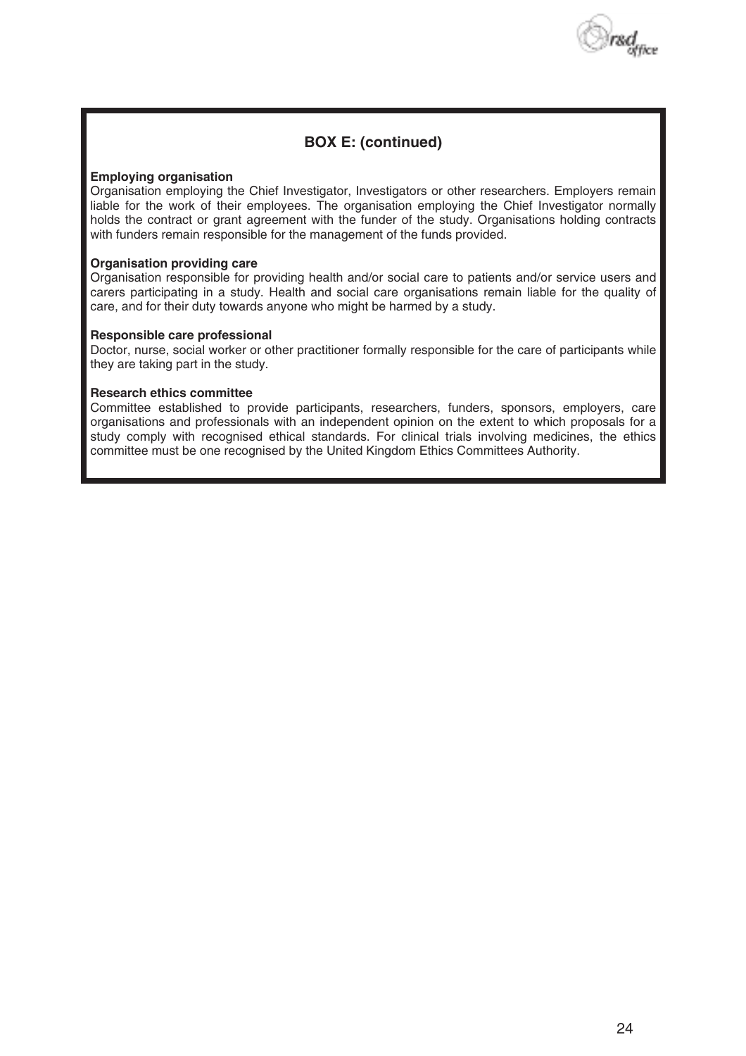## BOX E: (continued)

**Employing organisation**
Organisation employing the Chief Investigator, Investigators or other researchers. Employers remain liable for the work of their employees. The organisation employing the Chief Investigator normally holds the contract or grant agreement with the funder of the study. Organisations holding contracts with funders remain responsible for the management of the funds provided.

**Organisation providing care**
Organisation responsible for providing health and/or social care to patients and/or service users and carers participating in a study. Health and social care organisations remain liable for the quality of care, and for their duty towards anyone who might be harmed by a study.

**Responsible care professional**
Doctor, nurse, social worker or other practitioner formally responsible for the care of participants while they are taking part in the study.

**Research ethics committee**
Committee established to provide participants, researchers, funders, sponsors, employers, care organisations and professionals with an independent opinion on the extent to which proposals for a study comply with recognised ethical standards. For clinical trials involving medicines, the ethics committee must be one recognised by the United Kingdom Ethics Committees Authority.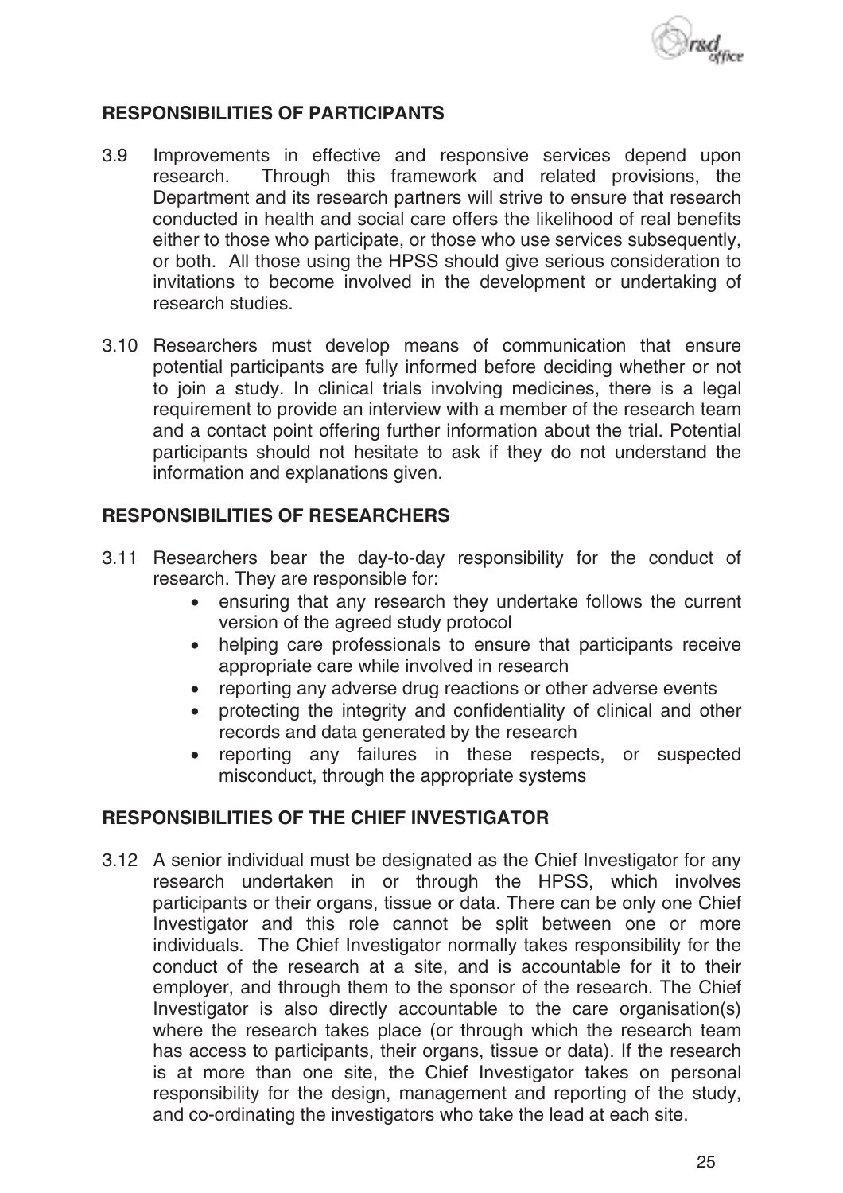## RESPONSIBILITIES OF PARTICIPANTS

3.9 Improvements in effective and responsive services depend upon research. Through this framework and related provisions, the Department and its research partners will strive to ensure that research conducted in health and social care offers the likelihood of real benefits either to those who participate, or those who use services subsequently, or both. All those using the HPSS should give serious consideration to invitations to become involved in the development or undertaking of research studies.

3.10 Researchers must develop means of communication that ensure potential participants are fully informed before deciding whether or not to join a study. In clinical trials involving medicines, there is a legal requirement to provide an interview with a member of the research team and a contact point offering further information about the trial. Potential participants should not hesitate to ask if they do not understand the information and explanations given.

## RESPONSIBILITIES OF RESEARCHERS

3.11 Researchers bear the day-to-day responsibility for the conduct of research. They are responsible for:

- ensuring that any research they undertake follows the current version of the agreed study protocol
- helping care professionals to ensure that participants receive appropriate care while involved in research
- reporting any adverse drug reactions or other adverse events
- protecting the integrity and confidentiality of clinical and other records and data generated by the research
- reporting any failures in these respects, or suspected misconduct, through the appropriate systems

## RESPONSIBILITIES OF THE CHIEF INVESTIGATOR

3.12 A senior individual must be designated as the Chief Investigator for any research undertaken in or through the HPSS, which involves participants or their organs, tissue or data. There can be only one Chief Investigator and this role cannot be split between one or more individuals. The Chief Investigator normally takes responsibility for the conduct of the research at a site, and is accountable for it to their employer, and through them to the sponsor of the research. The Chief Investigator is also directly accountable to the care organisation(s) where the research takes place (or through which the research team has access to participants, their organs, tissue or data). If the research is at more than one site, the Chief Investigator takes on personal responsibility for the design, management and reporting of the study, and co-ordinating the investigators who take the lead at each site.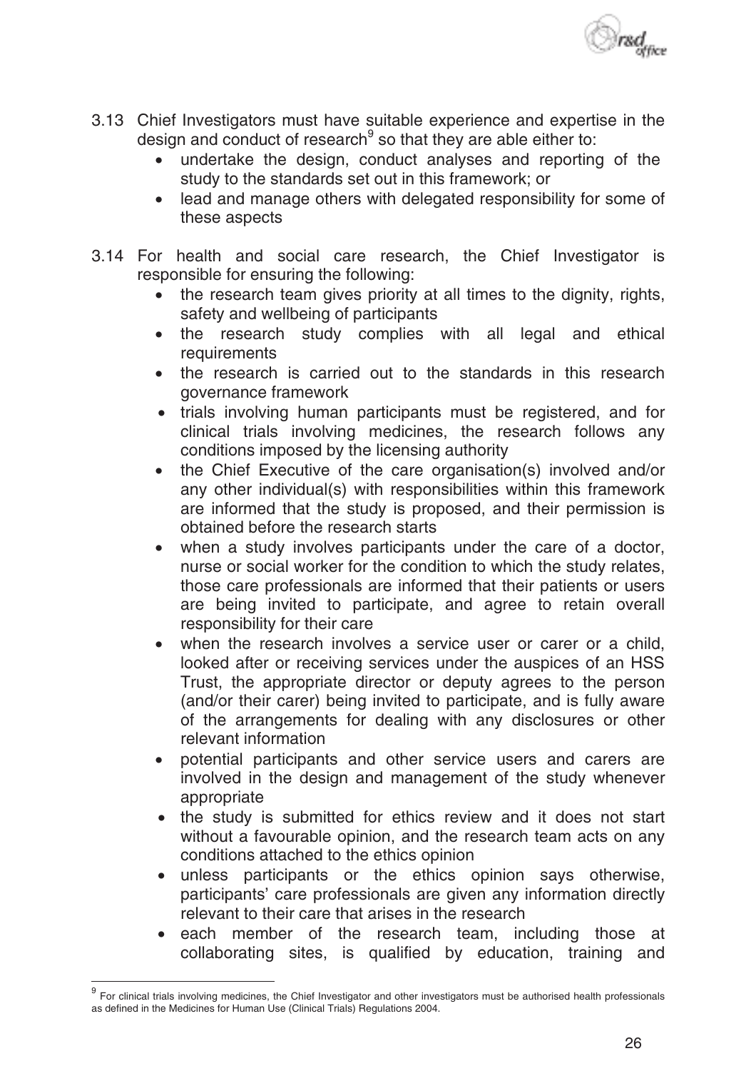3.13 Chief Investigators must have suitable experience and expertise in the design and conduct of research[9] so that they are able either to:

- undertake the design, conduct analyses and reporting of the study to the standards set out in this framework; or
- lead and manage others with delegated responsibility for some of these aspects

3.14 For health and social care research, the Chief Investigator is responsible for ensuring the following:

- the research team gives priority at all times to the dignity, rights, safety and wellbeing of participants
- the research study complies with all legal and ethical requirements
- the research is carried out to the standards in this research governance framework
- trials involving human participants must be registered, and for clinical trials involving medicines, the research follows any conditions imposed by the licensing authority
- the Chief Executive of the care organisation(s) involved and/or any other individual(s) with responsibilities within this framework are informed that the study is proposed, and their permission is obtained before the research starts
- when a study involves participants under the care of a doctor, nurse or social worker for the condition to which the study relates, those care professionals are informed that their patients or users are being invited to participate, and agree to retain overall responsibility for their care
- when the research involves a service user or carer or a child, looked after or receiving services under the auspices of an HSS Trust, the appropriate director or deputy agrees to the person (and/or their carer) being invited to participate, and is fully aware of the arrangements for dealing with any disclosures or other relevant information
- potential participants and other service users and carers are involved in the design and management of the study whenever appropriate
- the study is submitted for ethics review and it does not start without a favourable opinion, and the research team acts on any conditions attached to the ethics opinion
- unless participants or the ethics opinion says otherwise, participants' care professionals are given any information directly relevant to their care that arises in the research
- each member of the research team, including those at collaborating sites, is qualified by education, training and

[9] For clinical trials involving medicines, the Chief Investigator and other investigators must be authorised health professionals as defined in the Medicines for Human Use (Clinical Trials) Regulations 2004.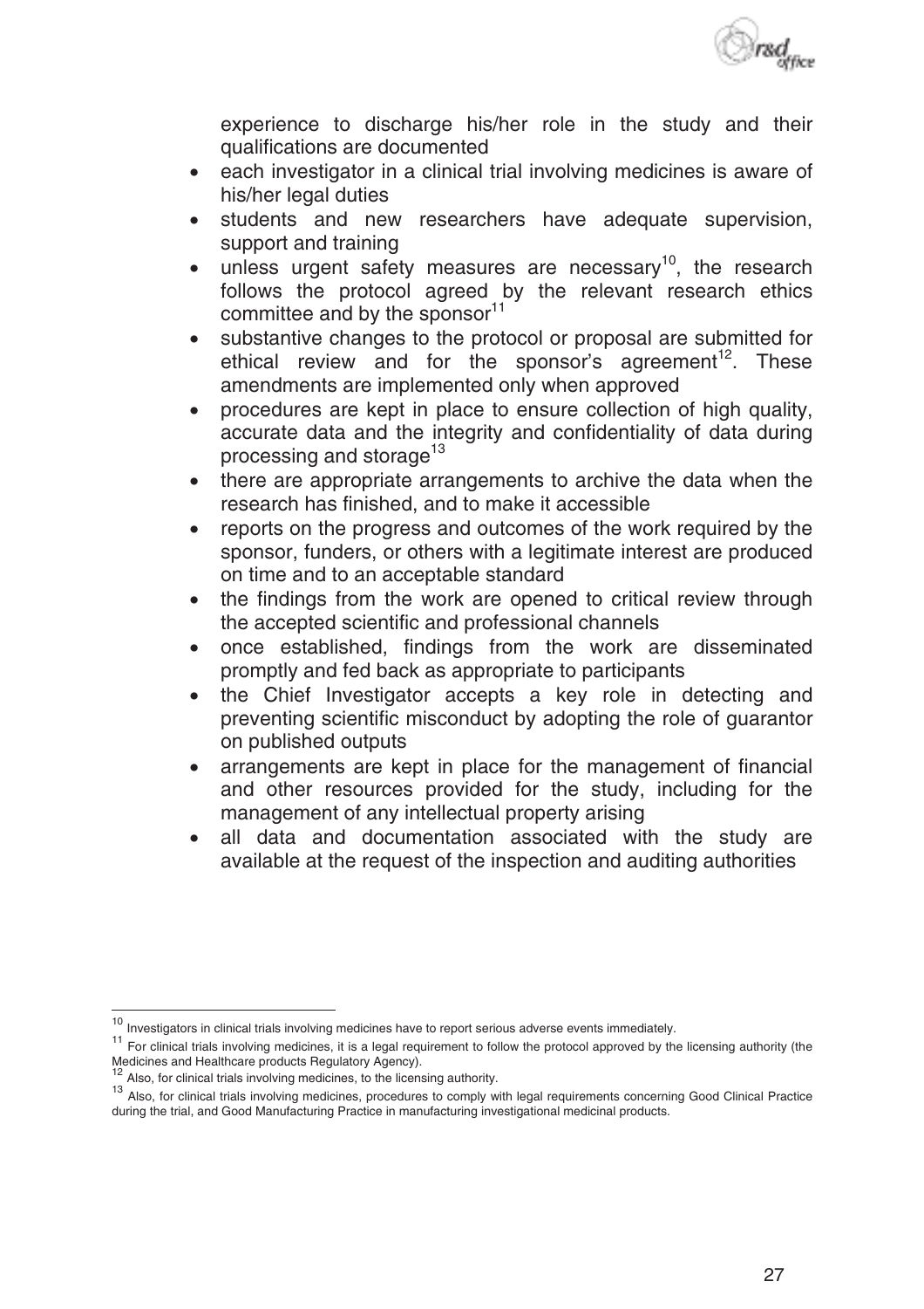experience to discharge his/her role in the study and their qualifications are documented

- each investigator in a clinical trial involving medicines is aware of his/her legal duties
- students and new researchers have adequate supervision, support and training
- unless urgent safety measures are necessary[10], the research follows the protocol agreed by the relevant research ethics committee and by the sponsor[11]
- substantive changes to the protocol or proposal are submitted for ethical review and for the sponsor's agreement[12]. These amendments are implemented only when approved
- procedures are kept in place to ensure collection of high quality, accurate data and the integrity and confidentiality of data during processing and storage[13]
- there are appropriate arrangements to archive the data when the research has finished, and to make it accessible
- reports on the progress and outcomes of the work required by the sponsor, funders, or others with a legitimate interest are produced on time and to an acceptable standard
- the findings from the work are opened to critical review through the accepted scientific and professional channels
- once established, findings from the work are disseminated promptly and fed back as appropriate to participants
- the Chief Investigator accepts a key role in detecting and preventing scientific misconduct by adopting the role of guarantor on published outputs
- arrangements are kept in place for the management of financial and other resources provided for the study, including for the management of any intellectual property arising
- all data and documentation associated with the study are available at the request of the inspection and auditing authorities

---

[10] Investigators in clinical trials involving medicines have to report serious adverse events immediately.

[11] For clinical trials involving medicines, it is a legal requirement to follow the protocol approved by the licensing authority (the Medicines and Healthcare products Regulatory Agency).

[12] Also, for clinical trials involving medicines, to the licensing authority.

[13] Also, for clinical trials involving medicines, procedures to comply with legal requirements concerning Good Clinical Practice during the trial, and Good Manufacturing Practice in manufacturing investigational medicinal products.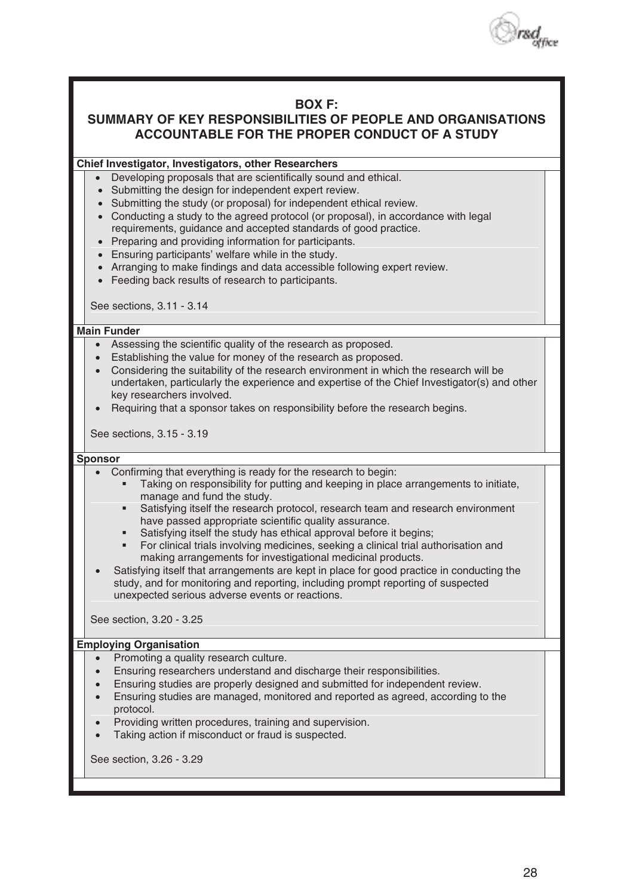## BOX F:
## SUMMARY OF KEY RESPONSIBILITIES OF PEOPLE AND ORGANISATIONS ACCOUNTABLE FOR THE PROPER CONDUCT OF A STUDY

**Chief Investigator, Investigators, other Researchers**

- Developing proposals that are scientifically sound and ethical.
- Submitting the design for independent expert review.
- Submitting the study (or proposal) for independent ethical review.
- Conducting a study to the agreed protocol (or proposal), in accordance with legal requirements, guidance and accepted standards of good practice.
- Preparing and providing information for participants.
- Ensuring participants' welfare while in the study.
- Arranging to make findings and data accessible following expert review.
- Feeding back results of research to participants.

See sections, 3.11 - 3.14

**Main Funder**

- Assessing the scientific quality of the research as proposed.
- Establishing the value for money of the research as proposed.
- Considering the suitability of the research environment in which the research will be undertaken, particularly the experience and expertise of the Chief Investigator(s) and other key researchers involved.
- Requiring that a sponsor takes on responsibility before the research begins.

See sections, 3.15 - 3.19

**Sponsor**

- Confirming that everything is ready for the research to begin:
  - Taking on responsibility for putting and keeping in place arrangements to initiate, manage and fund the study.
  - Satisfying itself the research protocol, research team and research environment have passed appropriate scientific quality assurance.
  - Satisfying itself the study has ethical approval before it begins;
  - For clinical trials involving medicines, seeking a clinical trial authorisation and making arrangements for investigational medicinal products.
- Satisfying itself that arrangements are kept in place for good practice in conducting the study, and for monitoring and reporting, including prompt reporting of suspected unexpected serious adverse events or reactions.

See section, 3.20 - 3.25

**Employing Organisation**

- Promoting a quality research culture.
- Ensuring researchers understand and discharge their responsibilities.
- Ensuring studies are properly designed and submitted for independent review.
- Ensuring studies are managed, monitored and reported as agreed, according to the protocol.
- Providing written procedures, training and supervision.
- Taking action if misconduct or fraud is suspected.

See section, 3.26 - 3.29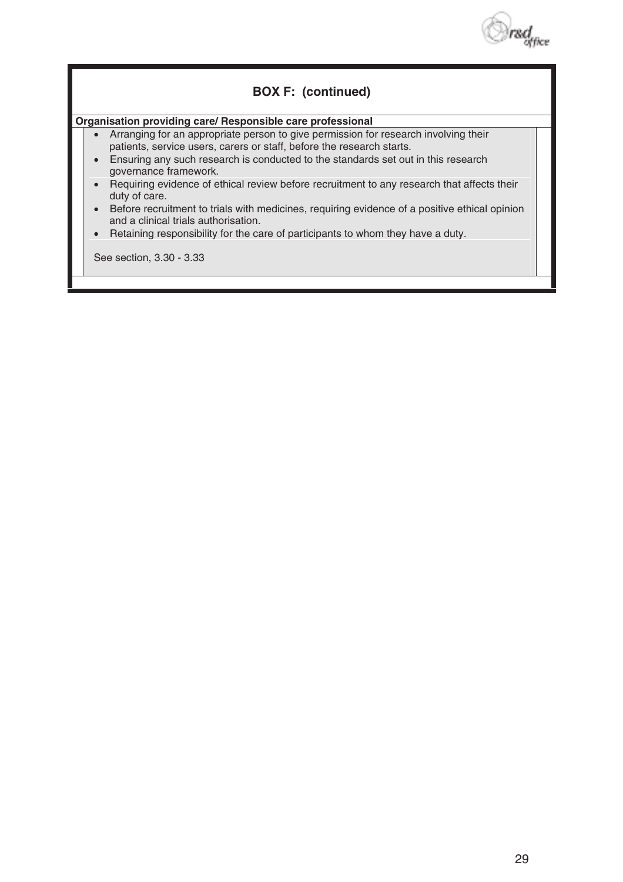## BOX F: (continued)

**Organisation providing care/ Responsible care professional**

- Arranging for an appropriate person to give permission for research involving their patients, service users, carers or staff, before the research starts.
- Ensuring any such research is conducted to the standards set out in this research governance framework.
- Requiring evidence of ethical review before recruitment to any research that affects their duty of care.
- Before recruitment to trials with medicines, requiring evidence of a positive ethical opinion and a clinical trials authorisation.
- Retaining responsibility for the care of participants to whom they have a duty.

See section, 3.30 - 3.33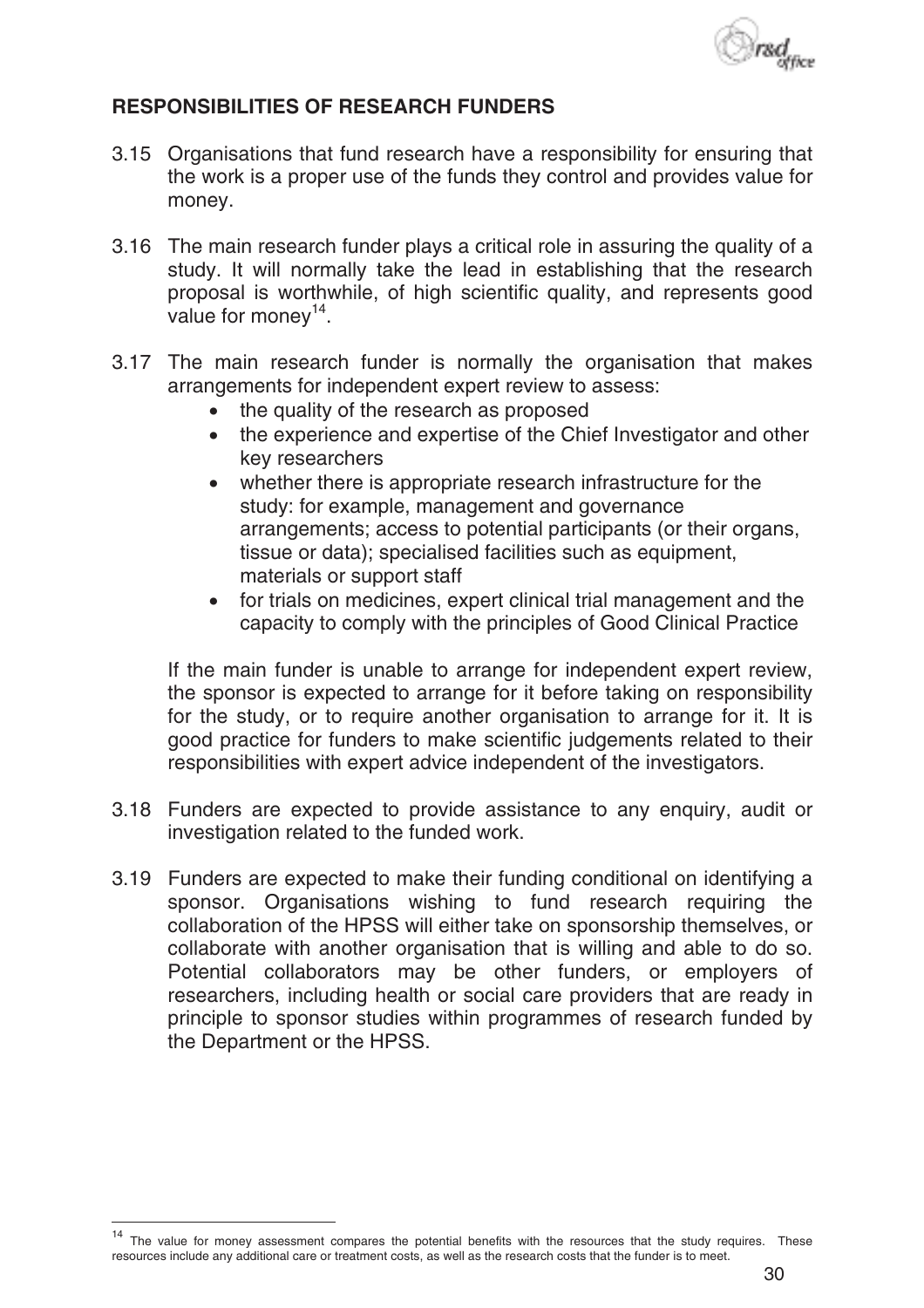## RESPONSIBILITIES OF RESEARCH FUNDERS

3.15 Organisations that fund research have a responsibility for ensuring that the work is a proper use of the funds they control and provides value for money.

3.16 The main research funder plays a critical role in assuring the quality of a study. It will normally take the lead in establishing that the research proposal is worthwhile, of high scientific quality, and represents good value for money[14].

3.17 The main research funder is normally the organisation that makes arrangements for independent expert review to assess:

- the quality of the research as proposed
- the experience and expertise of the Chief Investigator and other key researchers
- whether there is appropriate research infrastructure for the study: for example, management and governance arrangements; access to potential participants (or their organs, tissue or data); specialised facilities such as equipment, materials or support staff
- for trials on medicines, expert clinical trial management and the capacity to comply with the principles of Good Clinical Practice

If the main funder is unable to arrange for independent expert review, the sponsor is expected to arrange for it before taking on responsibility for the study, or to require another organisation to arrange for it. It is good practice for funders to make scientific judgements related to their responsibilities with expert advice independent of the investigators.

3.18 Funders are expected to provide assistance to any enquiry, audit or investigation related to the funded work.

3.19 Funders are expected to make their funding conditional on identifying a sponsor. Organisations wishing to fund research requiring the collaboration of the HPSS will either take on sponsorship themselves, or collaborate with another organisation that is willing and able to do so. Potential collaborators may be other funders, or employers of researchers, including health or social care providers that are ready in principle to sponsor studies within programmes of research funded by the Department or the HPSS.

---

[14] The value for money assessment compares the potential benefits with the resources that the study requires. These resources include any additional care or treatment costs, as well as the research costs that the funder is to meet.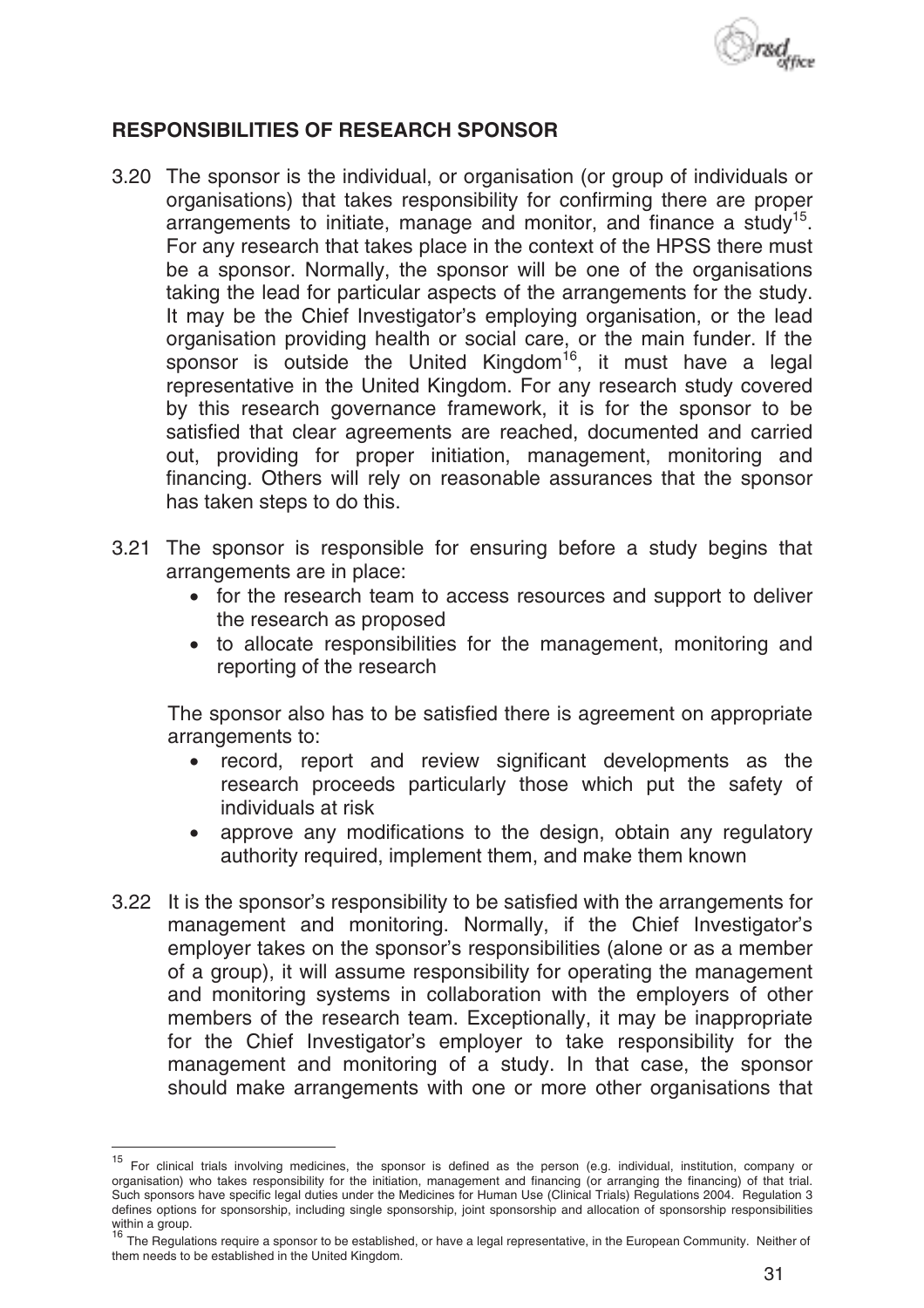## RESPONSIBILITIES OF RESEARCH SPONSOR

3.20 The sponsor is the individual, or organisation (or group of individuals or organisations) that takes responsibility for confirming there are proper arrangements to initiate, manage and monitor, and finance a study[15]. For any research that takes place in the context of the HPSS there must be a sponsor. Normally, the sponsor will be one of the organisations taking the lead for particular aspects of the arrangements for the study. It may be the Chief Investigator's employing organisation, or the lead organisation providing health or social care, or the main funder. If the sponsor is outside the United Kingdom[16], it must have a legal representative in the United Kingdom. For any research study covered by this research governance framework, it is for the sponsor to be satisfied that clear agreements are reached, documented and carried out, providing for proper initiation, management, monitoring and financing. Others will rely on reasonable assurances that the sponsor has taken steps to do this.

3.21 The sponsor is responsible for ensuring before a study begins that arrangements are in place:

- for the research team to access resources and support to deliver the research as proposed
- to allocate responsibilities for the management, monitoring and reporting of the research

The sponsor also has to be satisfied there is agreement on appropriate arrangements to:

- record, report and review significant developments as the research proceeds particularly those which put the safety of individuals at risk
- approve any modifications to the design, obtain any regulatory authority required, implement them, and make them known

3.22 It is the sponsor's responsibility to be satisfied with the arrangements for management and monitoring. Normally, if the Chief Investigator's employer takes on the sponsor's responsibilities (alone or as a member of a group), it will assume responsibility for operating the management and monitoring systems in collaboration with the employers of other members of the research team. Exceptionally, it may be inappropriate for the Chief Investigator's employer to take responsibility for the management and monitoring of a study. In that case, the sponsor should make arrangements with one or more other organisations that

---

[15] For clinical trials involving medicines, the sponsor is defined as the person (e.g. individual, institution, company or organisation) who takes responsibility for the initiation, management and financing (or arranging the financing) of that trial. Such sponsors have specific legal duties under the Medicines for Human Use (Clinical Trials) Regulations 2004. Regulation 3 defines options for sponsorship, including single sponsorship, joint sponsorship and allocation of sponsorship responsibilities within a group.

[16] The Regulations require a sponsor to be established, or have a legal representative, in the European Community. Neither of them needs to be established in the United Kingdom.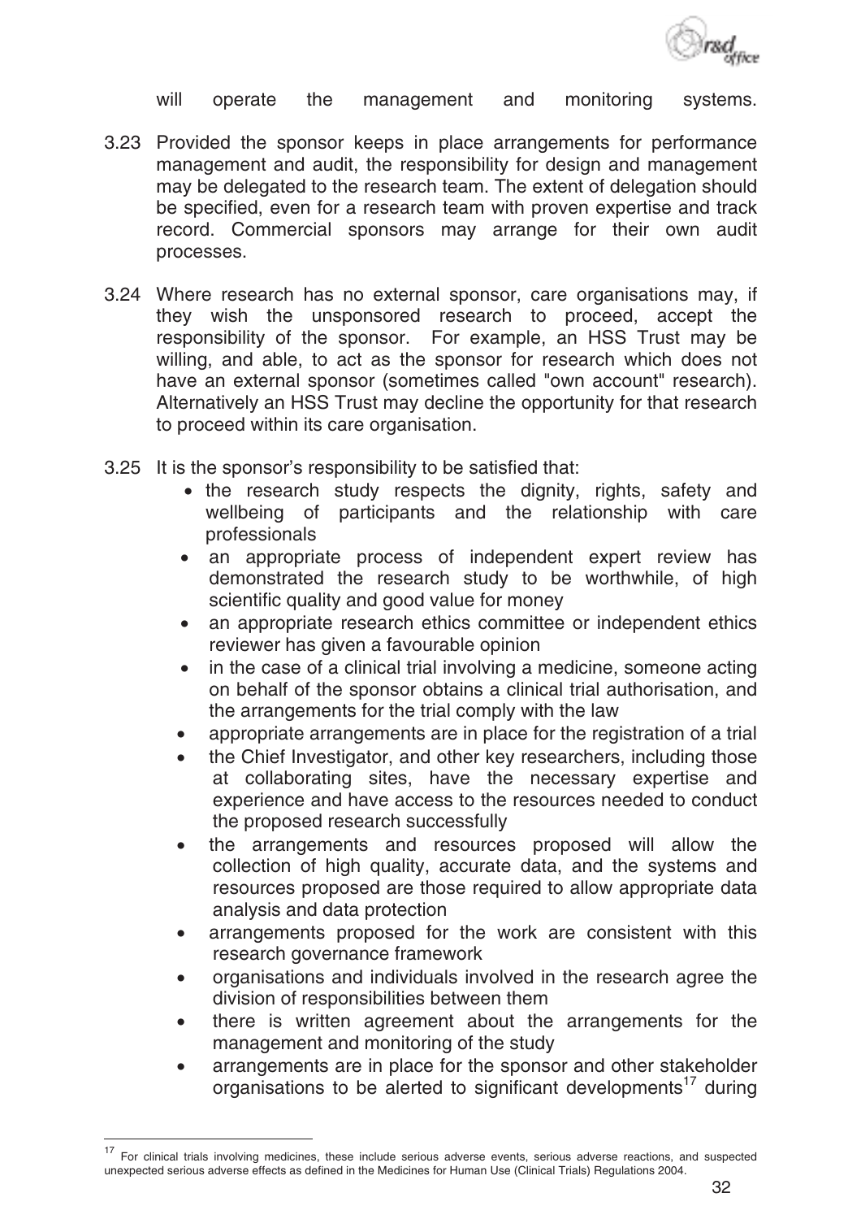will operate the management and monitoring systems.

3.23 Provided the sponsor keeps in place arrangements for performance management and audit, the responsibility for design and management may be delegated to the research team. The extent of delegation should be specified, even for a research team with proven expertise and track record. Commercial sponsors may arrange for their own audit processes.

3.24 Where research has no external sponsor, care organisations may, if they wish the unsponsored research to proceed, accept the responsibility of the sponsor. For example, an HSS Trust may be willing, and able, to act as the sponsor for research which does not have an external sponsor (sometimes called "own account" research). Alternatively an HSS Trust may decline the opportunity for that research to proceed within its care organisation.

3.25 It is the sponsor's responsibility to be satisfied that:

- the research study respects the dignity, rights, safety and wellbeing of participants and the relationship with care professionals
- an appropriate process of independent expert review has demonstrated the research study to be worthwhile, of high scientific quality and good value for money
- an appropriate research ethics committee or independent ethics reviewer has given a favourable opinion
- in the case of a clinical trial involving a medicine, someone acting on behalf of the sponsor obtains a clinical trial authorisation, and the arrangements for the trial comply with the law
- appropriate arrangements are in place for the registration of a trial
- the Chief Investigator, and other key researchers, including those at collaborating sites, have the necessary expertise and experience and have access to the resources needed to conduct the proposed research successfully
- the arrangements and resources proposed will allow the collection of high quality, accurate data, and the systems and resources proposed are those required to allow appropriate data analysis and data protection
- arrangements proposed for the work are consistent with this research governance framework
- organisations and individuals involved in the research agree the division of responsibilities between them
- there is written agreement about the arrangements for the management and monitoring of the study
- arrangements are in place for the sponsor and other stakeholder organisations to be alerted to significant developments[17] during

[17] For clinical trials involving medicines, these include serious adverse events, serious adverse reactions, and suspected unexpected serious adverse effects as defined in the Medicines for Human Use (Clinical Trials) Regulations 2004.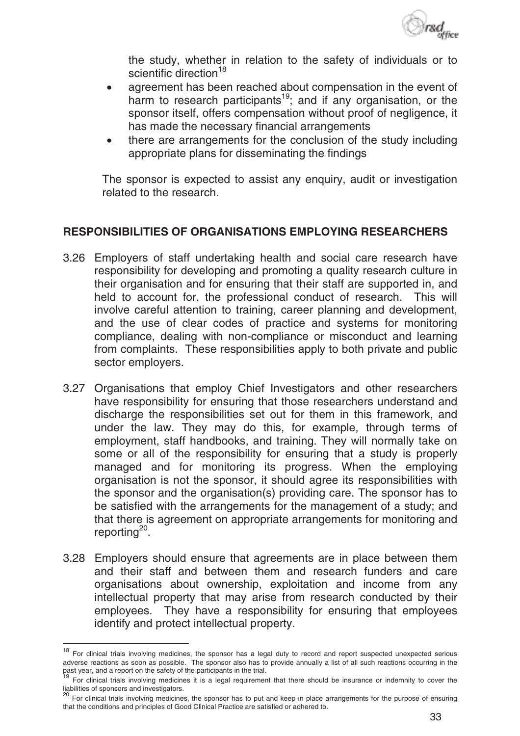the study, whether in relation to the safety of individuals or to scientific direction[18]

- agreement has been reached about compensation in the event of harm to research participants[19]; and if any organisation, or the sponsor itself, offers compensation without proof of negligence, it has made the necessary financial arrangements
- there are arrangements for the conclusion of the study including appropriate plans for disseminating the findings

The sponsor is expected to assist any enquiry, audit or investigation related to the research.

## RESPONSIBILITIES OF ORGANISATIONS EMPLOYING RESEARCHERS

3.26 Employers of staff undertaking health and social care research have responsibility for developing and promoting a quality research culture in their organisation and for ensuring that their staff are supported in, and held to account for, the professional conduct of research. This will involve careful attention to training, career planning and development, and the use of clear codes of practice and systems for monitoring compliance, dealing with non-compliance or misconduct and learning from complaints. These responsibilities apply to both private and public sector employers.

3.27 Organisations that employ Chief Investigators and other researchers have responsibility for ensuring that those researchers understand and discharge the responsibilities set out for them in this framework, and under the law. They may do this, for example, through terms of employment, staff handbooks, and training. They will normally take on some or all of the responsibility for ensuring that a study is properly managed and for monitoring its progress. When the employing organisation is not the sponsor, it should agree its responsibilities with the sponsor and the organisation(s) providing care. The sponsor has to be satisfied with the arrangements for the management of a study; and that there is agreement on appropriate arrangements for monitoring and reporting[20].

3.28 Employers should ensure that agreements are in place between them and their staff and between them and research funders and care organisations about ownership, exploitation and income from any intellectual property that may arise from research conducted by their employees. They have a responsibility for ensuring that employees identify and protect intellectual property.

---

[18] For clinical trials involving medicines, the sponsor has a legal duty to record and report suspected unexpected serious adverse reactions as soon as possible. The sponsor also has to provide annually a list of all such reactions occurring in the past year, and a report on the safety of the participants in the trial.

[19] For clinical trials involving medicines it is a legal requirement that there should be insurance or indemnity to cover the liabilities of sponsors and investigators.

[20] For clinical trials involving medicines, the sponsor has to put and keep in place arrangements for the purpose of ensuring that the conditions and principles of Good Clinical Practice are satisfied or adhered to.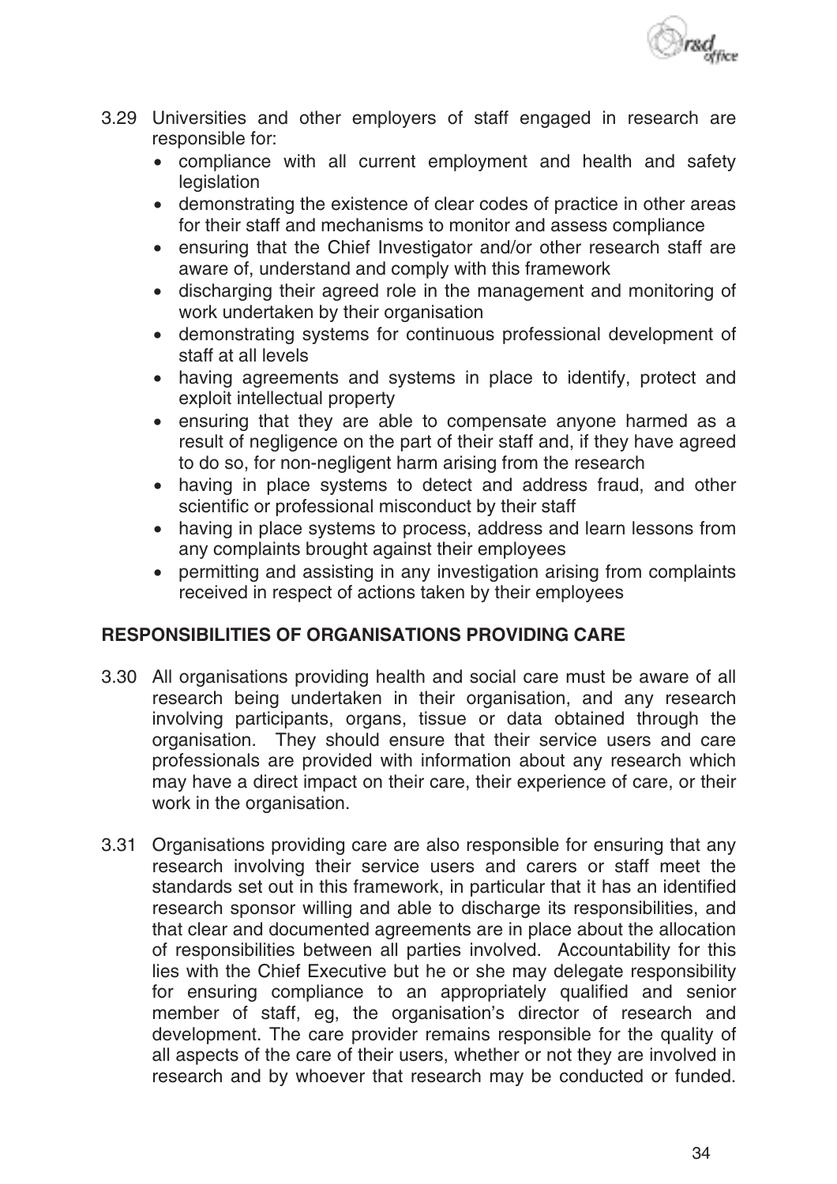3.29 Universities and other employers of staff engaged in research are responsible for:

- compliance with all current employment and health and safety legislation
- demonstrating the existence of clear codes of practice in other areas for their staff and mechanisms to monitor and assess compliance
- ensuring that the Chief Investigator and/or other research staff are aware of, understand and comply with this framework
- discharging their agreed role in the management and monitoring of work undertaken by their organisation
- demonstrating systems for continuous professional development of staff at all levels
- having agreements and systems in place to identify, protect and exploit intellectual property
- ensuring that they are able to compensate anyone harmed as a result of negligence on the part of their staff and, if they have agreed to do so, for non-negligent harm arising from the research
- having in place systems to detect and address fraud, and other scientific or professional misconduct by their staff
- having in place systems to process, address and learn lessons from any complaints brought against their employees
- permitting and assisting in any investigation arising from complaints received in respect of actions taken by their employees

## RESPONSIBILITIES OF ORGANISATIONS PROVIDING CARE

3.30 All organisations providing health and social care must be aware of all research being undertaken in their organisation, and any research involving participants, organs, tissue or data obtained through the organisation. They should ensure that their service users and care professionals are provided with information about any research which may have a direct impact on their care, their experience of care, or their work in the organisation.

3.31 Organisations providing care are also responsible for ensuring that any research involving their service users and carers or staff meet the standards set out in this framework, in particular that it has an identified research sponsor willing and able to discharge its responsibilities, and that clear and documented agreements are in place about the allocation of responsibilities between all parties involved. Accountability for this lies with the Chief Executive but he or she may delegate responsibility for ensuring compliance to an appropriately qualified and senior member of staff, eg, the organisation's director of research and development. The care provider remains responsible for the quality of all aspects of the care of their users, whether or not they are involved in research and by whoever that research may be conducted or funded.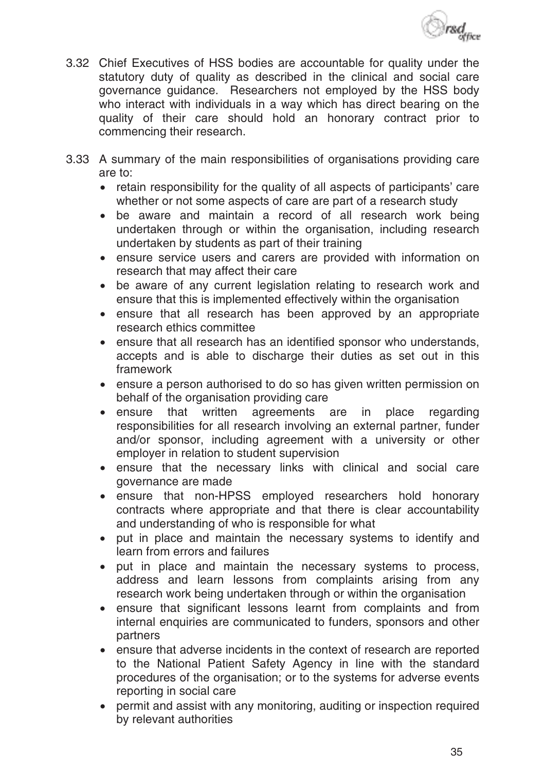3.32 Chief Executives of HSS bodies are accountable for quality under the statutory duty of quality as described in the clinical and social care governance guidance. Researchers not employed by the HSS body who interact with individuals in a way which has direct bearing on the quality of their care should hold an honorary contract prior to commencing their research.

3.33 A summary of the main responsibilities of organisations providing care are to:

- retain responsibility for the quality of all aspects of participants' care whether or not some aspects of care are part of a research study
- be aware and maintain a record of all research work being undertaken through or within the organisation, including research undertaken by students as part of their training
- ensure service users and carers are provided with information on research that may affect their care
- be aware of any current legislation relating to research work and ensure that this is implemented effectively within the organisation
- ensure that all research has been approved by an appropriate research ethics committee
- ensure that all research has an identified sponsor who understands, accepts and is able to discharge their duties as set out in this framework
- ensure a person authorised to do so has given written permission on behalf of the organisation providing care
- ensure that written agreements are in place regarding responsibilities for all research involving an external partner, funder and/or sponsor, including agreement with a university or other employer in relation to student supervision
- ensure that the necessary links with clinical and social care governance are made
- ensure that non-HPSS employed researchers hold honorary contracts where appropriate and that there is clear accountability and understanding of who is responsible for what
- put in place and maintain the necessary systems to identify and learn from errors and failures
- put in place and maintain the necessary systems to process, address and learn lessons from complaints arising from any research work being undertaken through or within the organisation
- ensure that significant lessons learnt from complaints and from internal enquiries are communicated to funders, sponsors and other partners
- ensure that adverse incidents in the context of research are reported to the National Patient Safety Agency in line with the standard procedures of the organisation; or to the systems for adverse events reporting in social care
- permit and assist with any monitoring, auditing or inspection required by relevant authorities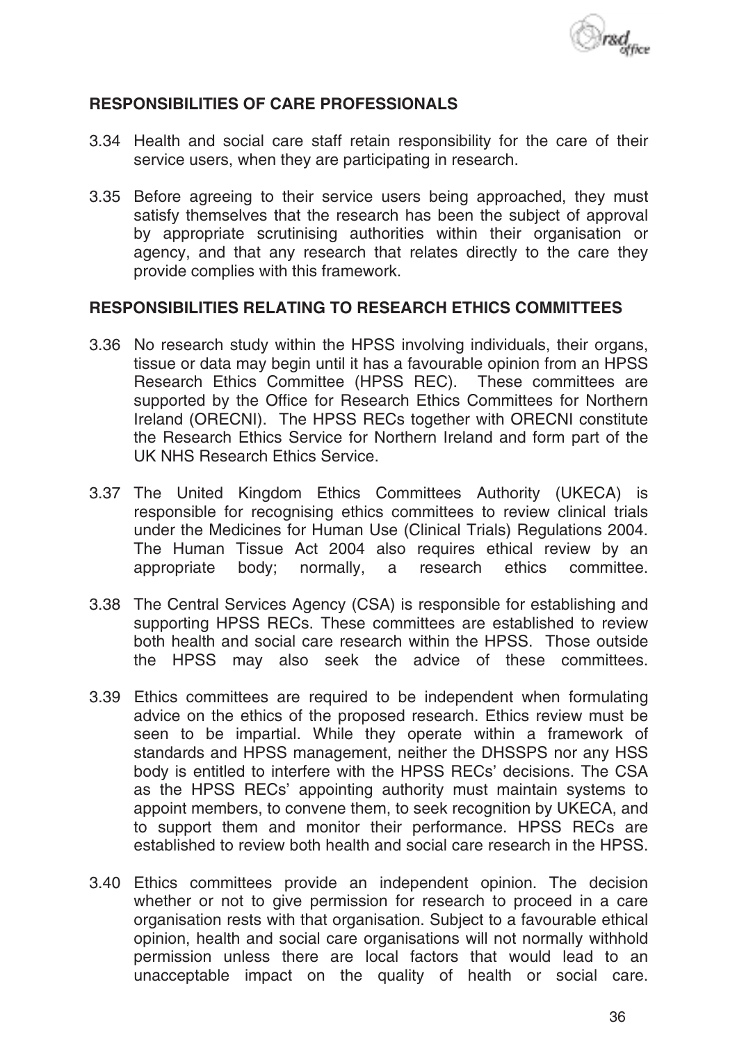## RESPONSIBILITIES OF CARE PROFESSIONALS

3.34 Health and social care staff retain responsibility for the care of their service users, when they are participating in research.

3.35 Before agreeing to their service users being approached, they must satisfy themselves that the research has been the subject of approval by appropriate scrutinising authorities within their organisation or agency, and that any research that relates directly to the care they provide complies with this framework.

## RESPONSIBILITIES RELATING TO RESEARCH ETHICS COMMITTEES

3.36 No research study within the HPSS involving individuals, their organs, tissue or data may begin until it has a favourable opinion from an HPSS Research Ethics Committee (HPSS REC). These committees are supported by the Office for Research Ethics Committees for Northern Ireland (ORECNI). The HPSS RECs together with ORECNI constitute the Research Ethics Service for Northern Ireland and form part of the UK NHS Research Ethics Service.

3.37 The United Kingdom Ethics Committees Authority (UKECA) is responsible for recognising ethics committees to review clinical trials under the Medicines for Human Use (Clinical Trials) Regulations 2004. The Human Tissue Act 2004 also requires ethical review by an appropriate body; normally, a research ethics committee.

3.38 The Central Services Agency (CSA) is responsible for establishing and supporting HPSS RECs. These committees are established to review both health and social care research within the HPSS. Those outside the HPSS may also seek the advice of these committees.

3.39 Ethics committees are required to be independent when formulating advice on the ethics of the proposed research. Ethics review must be seen to be impartial. While they operate within a framework of standards and HPSS management, neither the DHSSPS nor any HSS body is entitled to interfere with the HPSS RECs' decisions. The CSA as the HPSS RECs' appointing authority must maintain systems to appoint members, to convene them, to seek recognition by UKECA, and to support them and monitor their performance. HPSS RECs are established to review both health and social care research in the HPSS.

3.40 Ethics committees provide an independent opinion. The decision whether or not to give permission for research to proceed in a care organisation rests with that organisation. Subject to a favourable ethical opinion, health and social care organisations will not normally withhold permission unless there are local factors that would lead to an unacceptable impact on the quality of health or social care.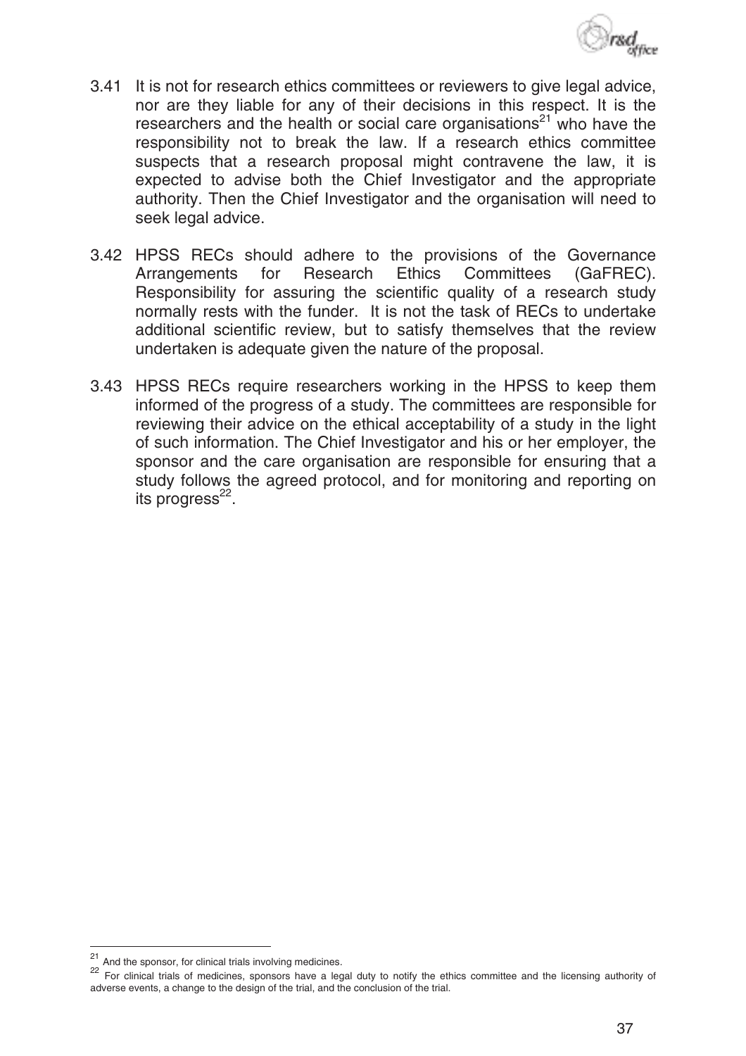3.41 It is not for research ethics committees or reviewers to give legal advice, nor are they liable for any of their decisions in this respect. It is the researchers and the health or social care organisations[21] who have the responsibility not to break the law. If a research ethics committee suspects that a research proposal might contravene the law, it is expected to advise both the Chief Investigator and the appropriate authority. Then the Chief Investigator and the organisation will need to seek legal advice.

3.42 HPSS RECs should adhere to the provisions of the Governance Arrangements for Research Ethics Committees (GaFREC). Responsibility for assuring the scientific quality of a research study normally rests with the funder. It is not the task of RECs to undertake additional scientific review, but to satisfy themselves that the review undertaken is adequate given the nature of the proposal.

3.43 HPSS RECs require researchers working in the HPSS to keep them informed of the progress of a study. The committees are responsible for reviewing their advice on the ethical acceptability of a study in the light of such information. The Chief Investigator and his or her employer, the sponsor and the care organisation are responsible for ensuring that a study follows the agreed protocol, and for monitoring and reporting on its progress[22].

---

[21] And the sponsor, for clinical trials involving medicines.

[22] For clinical trials of medicines, sponsors have a legal duty to notify the ethics committee and the licensing authority of adverse events, a change to the design of the trial, and the conclusion of the trial.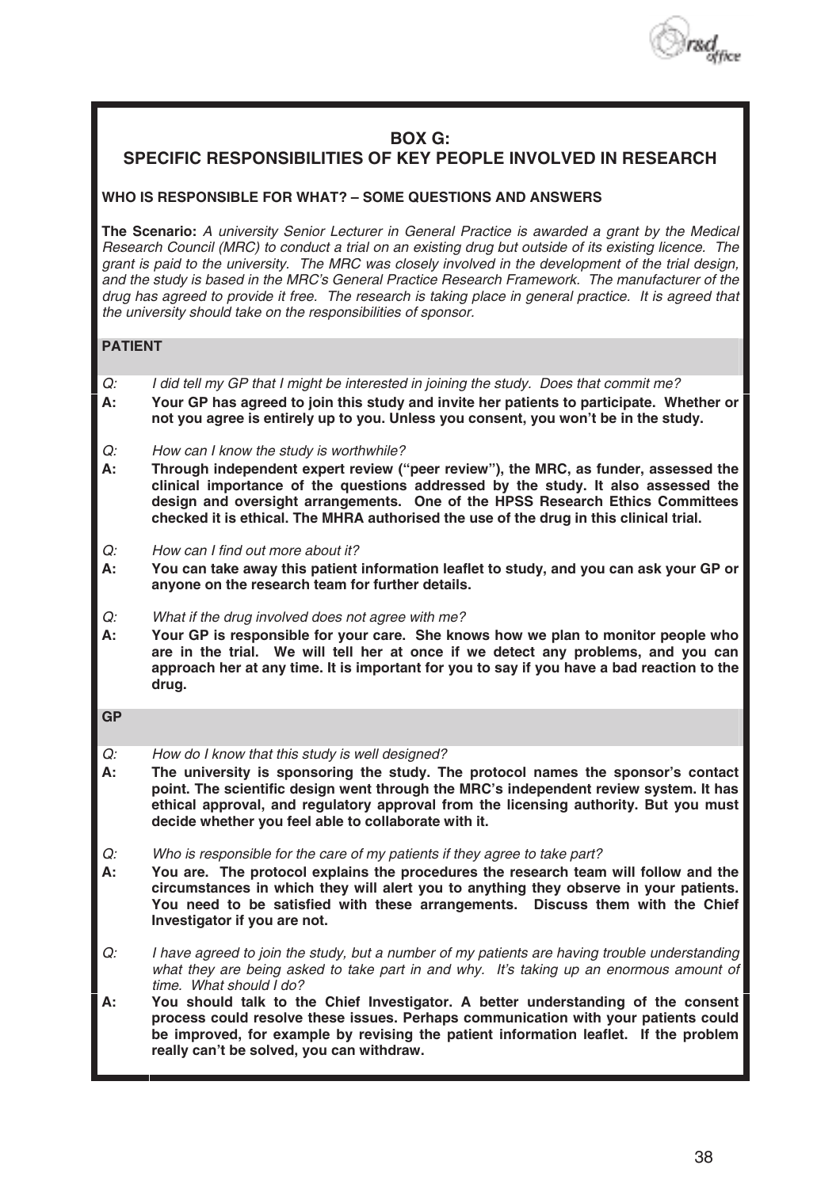## BOX G:
## SPECIFIC RESPONSIBILITIES OF KEY PEOPLE INVOLVED IN RESEARCH

**WHO IS RESPONSIBLE FOR WHAT? – SOME QUESTIONS AND ANSWERS**

**The Scenario:** *A university Senior Lecturer in General Practice is awarded a grant by the Medical Research Council (MRC) to conduct a trial on an existing drug but outside of its existing licence. The grant is paid to the university. The MRC was closely involved in the development of the trial design, and the study is based in the MRC's General Practice Research Framework. The manufacturer of the drug has agreed to provide it free. The research is taking place in general practice. It is agreed that the university should take on the responsibilities of sponsor.*

### PATIENT

*Q: I did tell my GP that I might be interested in joining the study. Does that commit me?*

**A: Your GP has agreed to join this study and invite her patients to participate. Whether or not you agree is entirely up to you. Unless you consent, you won't be in the study.**

*Q: How can I know the study is worthwhile?*

**A: Through independent expert review ("peer review"), the MRC, as funder, assessed the clinical importance of the questions addressed by the study. It also assessed the design and oversight arrangements. One of the HPSS Research Ethics Committees checked it is ethical. The MHRA authorised the use of the drug in this clinical trial.**

*Q: How can I find out more about it?*

**A: You can take away this patient information leaflet to study, and you can ask your GP or anyone on the research team for further details.**

*Q: What if the drug involved does not agree with me?*

**A: Your GP is responsible for your care. She knows how we plan to monitor people who are in the trial. We will tell her at once if we detect any problems, and you can approach her at any time. It is important for you to say if you have a bad reaction to the drug.**

### GP

*Q: How do I know that this study is well designed?*

**A: The university is sponsoring the study. The protocol names the sponsor's contact point. The scientific design went through the MRC's independent review system. It has ethical approval, and regulatory approval from the licensing authority. But you must decide whether you feel able to collaborate with it.**

*Q: Who is responsible for the care of my patients if they agree to take part?*

**A: You are. The protocol explains the procedures the research team will follow and the circumstances in which they will alert you to anything they observe in your patients. You need to be satisfied with these arrangements. Discuss them with the Chief Investigator if you are not.**

*Q: I have agreed to join the study, but a number of my patients are having trouble understanding what they are being asked to take part in and why. It's taking up an enormous amount of time. What should I do?*

**A: You should talk to the Chief Investigator. A better understanding of the consent process could resolve these issues. Perhaps communication with your patients could be improved, for example by revising the patient information leaflet. If the problem really can't be solved, you can withdraw.**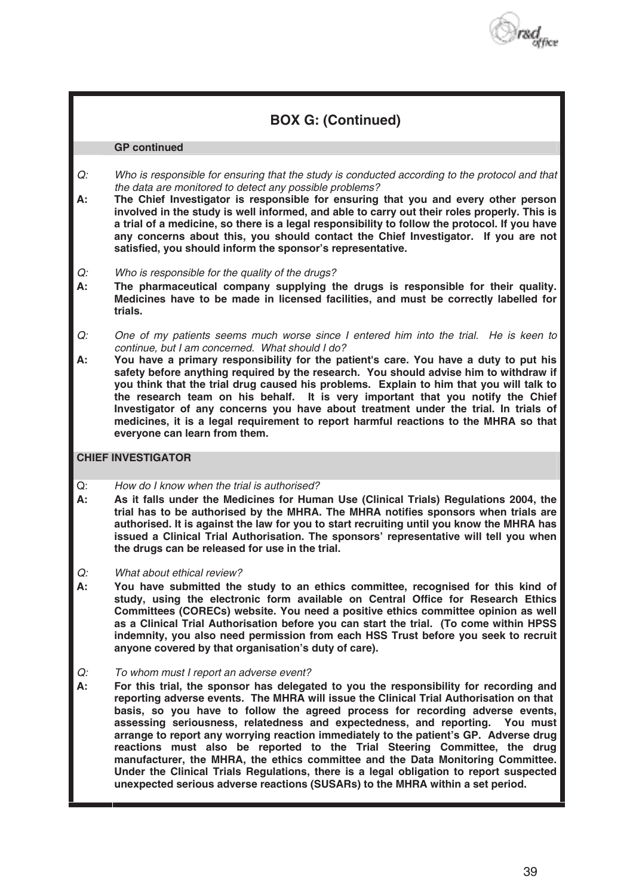## BOX G: (Continued)

### GP continued

*Q: Who is responsible for ensuring that the study is conducted according to the protocol and that the data are monitored to detect any possible problems?*

**A: The Chief Investigator is responsible for ensuring that you and every other person involved in the study is well informed, and able to carry out their roles properly. This is a trial of a medicine, so there is a legal responsibility to follow the protocol. If you have any concerns about this, you should contact the Chief Investigator. If you are not satisfied, you should inform the sponsor's representative.**

*Q: Who is responsible for the quality of the drugs?*

**A: The pharmaceutical company supplying the drugs is responsible for their quality. Medicines have to be made in licensed facilities, and must be correctly labelled for trials.**

*Q: One of my patients seems much worse since I entered him into the trial. He is keen to continue, but I am concerned. What should I do?*

**A: You have a primary responsibility for the patient's care. You have a duty to put his safety before anything required by the research. You should advise him to withdraw if you think that the trial drug caused his problems. Explain to him that you will talk to the research team on his behalf. It is very important that you notify the Chief Investigator of any concerns you have about treatment under the trial. In trials of medicines, it is a legal requirement to report harmful reactions to the MHRA so that everyone can learn from them.**

### CHIEF INVESTIGATOR

*Q: How do I know when the trial is authorised?*

**A: As it falls under the Medicines for Human Use (Clinical Trials) Regulations 2004, the trial has to be authorised by the MHRA. The MHRA notifies sponsors when trials are authorised. It is against the law for you to start recruiting until you know the MHRA has issued a Clinical Trial Authorisation. The sponsors' representative will tell you when the drugs can be released for use in the trial.**

*Q: What about ethical review?*

**A: You have submitted the study to an ethics committee, recognised for this kind of study, using the electronic form available on Central Office for Research Ethics Committees (CORECs) website. You need a positive ethics committee opinion as well as a Clinical Trial Authorisation before you can start the trial. (To come within HPSS indemnity, you also need permission from each HSS Trust before you seek to recruit anyone covered by that organisation's duty of care).**

*Q: To whom must I report an adverse event?*

**A: For this trial, the sponsor has delegated to you the responsibility for recording and reporting adverse events. The MHRA will issue the Clinical Trial Authorisation on that basis, so you have to follow the agreed process for recording adverse events, assessing seriousness, relatedness and expectedness, and reporting. You must arrange to report any worrying reaction immediately to the patient's GP. Adverse drug reactions must also be reported to the Trial Steering Committee, the drug manufacturer, the MHRA, the ethics committee and the Data Monitoring Committee. Under the Clinical Trials Regulations, there is a legal obligation to report suspected unexpected serious adverse reactions (SUSARs) to the MHRA within a set period.**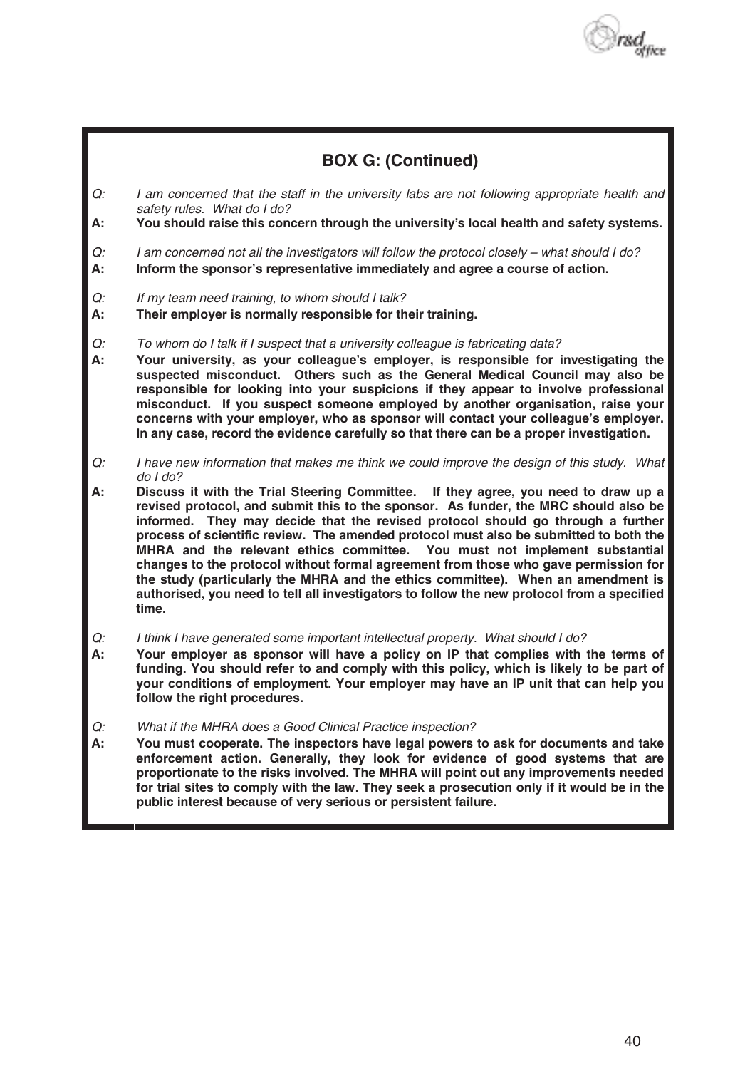## BOX G: (Continued)

*Q: I am concerned that the staff in the university labs are not following appropriate health and safety rules. What do I do?*

**A: You should raise this concern through the university's local health and safety systems.**

*Q: I am concerned not all the investigators will follow the protocol closely – what should I do?*

**A: Inform the sponsor's representative immediately and agree a course of action.**

*Q: If my team need training, to whom should I talk?*

**A: Their employer is normally responsible for their training.**

*Q: To whom do I talk if I suspect that a university colleague is fabricating data?*

**A: Your university, as your colleague's employer, is responsible for investigating the suspected misconduct. Others such as the General Medical Council may also be responsible for looking into your suspicions if they appear to involve professional misconduct. If you suspect someone employed by another organisation, raise your concerns with your employer, who as sponsor will contact your colleague's employer. In any case, record the evidence carefully so that there can be a proper investigation.**

*Q: I have new information that makes me think we could improve the design of this study. What do I do?*

**A: Discuss it with the Trial Steering Committee. If they agree, you need to draw up a revised protocol, and submit this to the sponsor. As funder, the MRC should also be informed. They may decide that the revised protocol should go through a further process of scientific review. The amended protocol must also be submitted to both the MHRA and the relevant ethics committee. You must not implement substantial changes to the protocol without formal agreement from those who gave permission for the study (particularly the MHRA and the ethics committee). When an amendment is authorised, you need to tell all investigators to follow the new protocol from a specified time.**

*Q: I think I have generated some important intellectual property. What should I do?*

**A: Your employer as sponsor will have a policy on IP that complies with the terms of funding. You should refer to and comply with this policy, which is likely to be part of your conditions of employment. Your employer may have an IP unit that can help you follow the right procedures.**

*Q: What if the MHRA does a Good Clinical Practice inspection?*

**A: You must cooperate. The inspectors have legal powers to ask for documents and take enforcement action. Generally, they look for evidence of good systems that are proportionate to the risks involved. The MHRA will point out any improvements needed for trial sites to comply with the law. They seek a prosecution only if it would be in the public interest because of very serious or persistent failure.**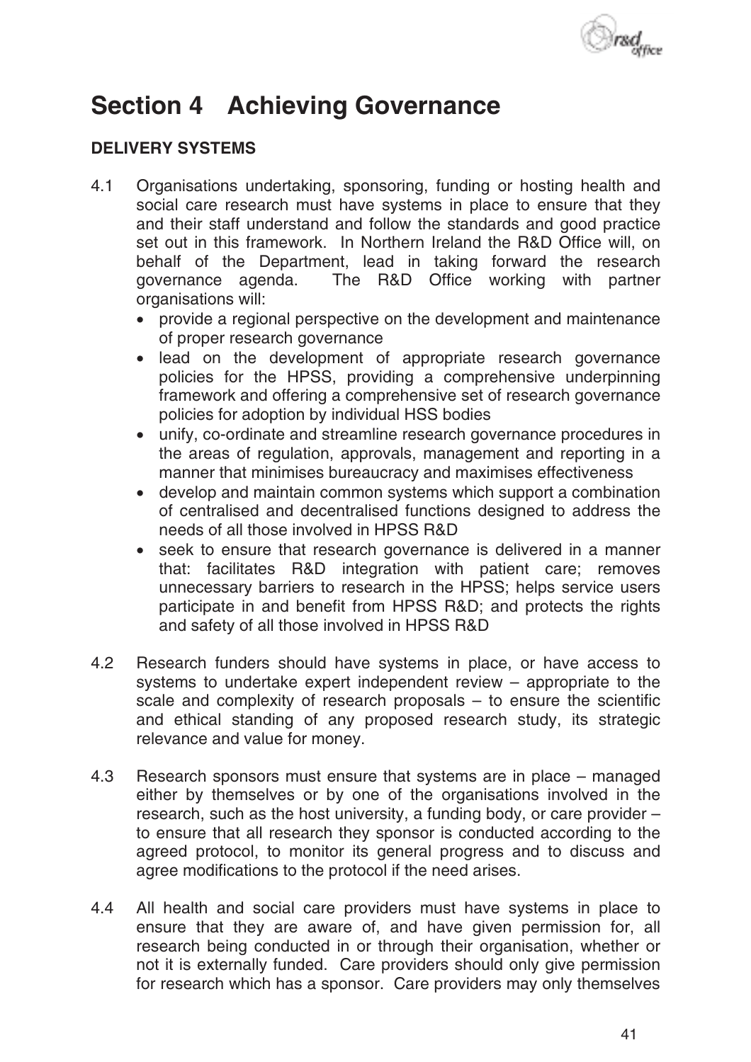# Section 4 Achieving Governance

**DELIVERY SYSTEMS**

4.1 Organisations undertaking, sponsoring, funding or hosting health and social care research must have systems in place to ensure that they and their staff understand and follow the standards and good practice set out in this framework. In Northern Ireland the R&D Office will, on behalf of the Department, lead in taking forward the research governance agenda. The R&D Office working with partner organisations will:

- provide a regional perspective on the development and maintenance of proper research governance
- lead on the development of appropriate research governance policies for the HPSS, providing a comprehensive underpinning framework and offering a comprehensive set of research governance policies for adoption by individual HSS bodies
- unify, co-ordinate and streamline research governance procedures in the areas of regulation, approvals, management and reporting in a manner that minimises bureaucracy and maximises effectiveness
- develop and maintain common systems which support a combination of centralised and decentralised functions designed to address the needs of all those involved in HPSS R&D
- seek to ensure that research governance is delivered in a manner that: facilitates R&D integration with patient care; removes unnecessary barriers to research in the HPSS; helps service users participate in and benefit from HPSS R&D; and protects the rights and safety of all those involved in HPSS R&D

4.2 Research funders should have systems in place, or have access to systems to undertake expert independent review – appropriate to the scale and complexity of research proposals – to ensure the scientific and ethical standing of any proposed research study, its strategic relevance and value for money.

4.3 Research sponsors must ensure that systems are in place – managed either by themselves or by one of the organisations involved in the research, such as the host university, a funding body, or care provider – to ensure that all research they sponsor is conducted according to the agreed protocol, to monitor its general progress and to discuss and agree modifications to the protocol if the need arises.

4.4 All health and social care providers must have systems in place to ensure that they are aware of, and have given permission for, all research being conducted in or through their organisation, whether or not it is externally funded. Care providers should only give permission for research which has a sponsor. Care providers may only themselves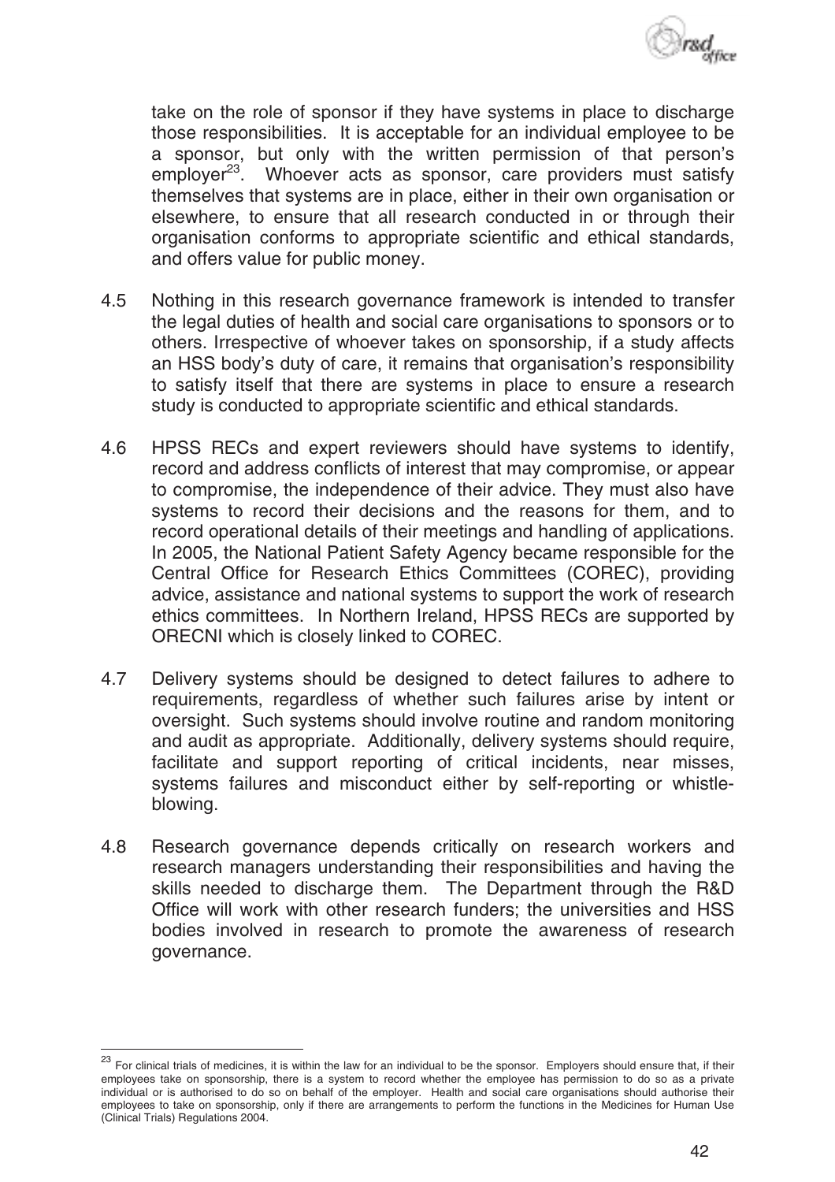take on the role of sponsor if they have systems in place to discharge those responsibilities. It is acceptable for an individual employee to be a sponsor, but only with the written permission of that person's employer[23]. Whoever acts as sponsor, care providers must satisfy themselves that systems are in place, either in their own organisation or elsewhere, to ensure that all research conducted in or through their organisation conforms to appropriate scientific and ethical standards, and offers value for public money.

4.5 Nothing in this research governance framework is intended to transfer the legal duties of health and social care organisations to sponsors or to others. Irrespective of whoever takes on sponsorship, if a study affects an HSS body's duty of care, it remains that organisation's responsibility to satisfy itself that there are systems in place to ensure a research study is conducted to appropriate scientific and ethical standards.

4.6 HPSS RECs and expert reviewers should have systems to identify, record and address conflicts of interest that may compromise, or appear to compromise, the independence of their advice. They must also have systems to record their decisions and the reasons for them, and to record operational details of their meetings and handling of applications. In 2005, the National Patient Safety Agency became responsible for the Central Office for Research Ethics Committees (COREC), providing advice, assistance and national systems to support the work of research ethics committees. In Northern Ireland, HPSS RECs are supported by ORECNI which is closely linked to COREC.

4.7 Delivery systems should be designed to detect failures to adhere to requirements, regardless of whether such failures arise by intent or oversight. Such systems should involve routine and random monitoring and audit as appropriate. Additionally, delivery systems should require, facilitate and support reporting of critical incidents, near misses, systems failures and misconduct either by self-reporting or whistle-blowing.

4.8 Research governance depends critically on research workers and research managers understanding their responsibilities and having the skills needed to discharge them. The Department through the R&D Office will work with other research funders; the universities and HSS bodies involved in research to promote the awareness of research governance.

---

[23] For clinical trials of medicines, it is within the law for an individual to be the sponsor. Employers should ensure that, if their employees take on sponsorship, there is a system to record whether the employee has permission to do so as a private individual or is authorised to do so on behalf of the employer. Health and social care organisations should authorise their employees to take on sponsorship, only if there are arrangements to perform the functions in the Medicines for Human Use (Clinical Trials) Regulations 2004.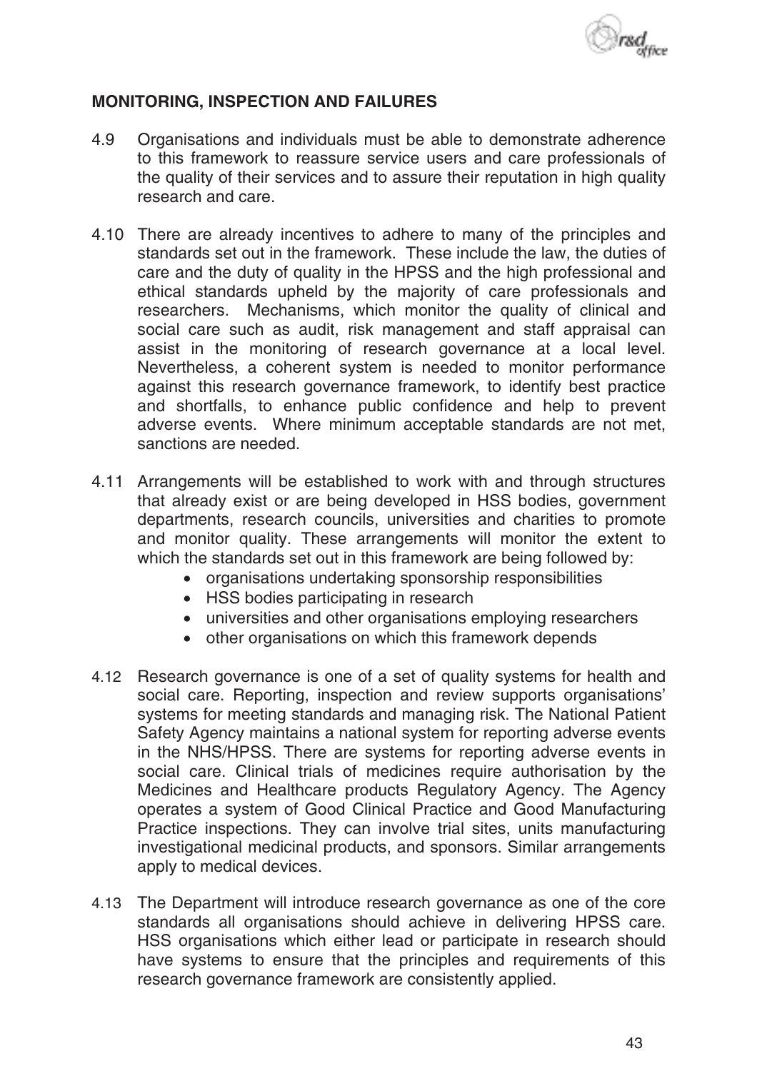## MONITORING, INSPECTION AND FAILURES

4.9 Organisations and individuals must be able to demonstrate adherence to this framework to reassure service users and care professionals of the quality of their services and to assure their reputation in high quality research and care.

4.10 There are already incentives to adhere to many of the principles and standards set out in the framework. These include the law, the duties of care and the duty of quality in the HPSS and the high professional and ethical standards upheld by the majority of care professionals and researchers. Mechanisms, which monitor the quality of clinical and social care such as audit, risk management and staff appraisal can assist in the monitoring of research governance at a local level. Nevertheless, a coherent system is needed to monitor performance against this research governance framework, to identify best practice and shortfalls, to enhance public confidence and help to prevent adverse events. Where minimum acceptable standards are not met, sanctions are needed.

4.11 Arrangements will be established to work with and through structures that already exist or are being developed in HSS bodies, government departments, research councils, universities and charities to promote and monitor quality. These arrangements will monitor the extent to which the standards set out in this framework are being followed by:

- organisations undertaking sponsorship responsibilities
- HSS bodies participating in research
- universities and other organisations employing researchers
- other organisations on which this framework depends

4.12 Research governance is one of a set of quality systems for health and social care. Reporting, inspection and review supports organisations' systems for meeting standards and managing risk. The National Patient Safety Agency maintains a national system for reporting adverse events in the NHS/HPSS. There are systems for reporting adverse events in social care. Clinical trials of medicines require authorisation by the Medicines and Healthcare products Regulatory Agency. The Agency operates a system of Good Clinical Practice and Good Manufacturing Practice inspections. They can involve trial sites, units manufacturing investigational medicinal products, and sponsors. Similar arrangements apply to medical devices.

4.13 The Department will introduce research governance as one of the core standards all organisations should achieve in delivering HPSS care. HSS organisations which either lead or participate in research should have systems to ensure that the principles and requirements of this research governance framework are consistently applied.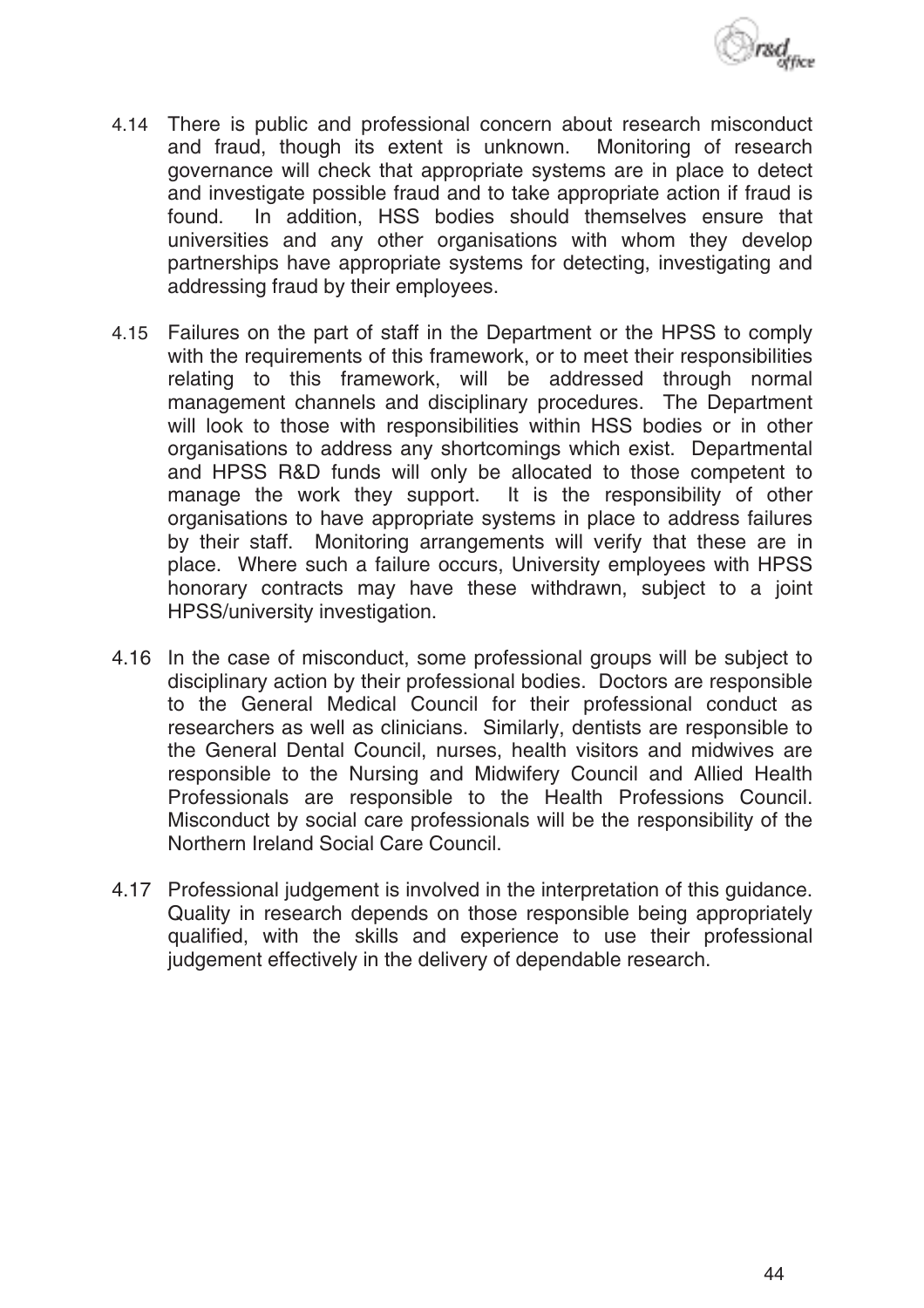4.14 There is public and professional concern about research misconduct and fraud, though its extent is unknown. Monitoring of research governance will check that appropriate systems are in place to detect and investigate possible fraud and to take appropriate action if fraud is found. In addition, HSS bodies should themselves ensure that universities and any other organisations with whom they develop partnerships have appropriate systems for detecting, investigating and addressing fraud by their employees.

4.15 Failures on the part of staff in the Department or the HPSS to comply with the requirements of this framework, or to meet their responsibilities relating to this framework, will be addressed through normal management channels and disciplinary procedures. The Department will look to those with responsibilities within HSS bodies or in other organisations to address any shortcomings which exist. Departmental and HPSS R&D funds will only be allocated to those competent to manage the work they support. It is the responsibility of other organisations to have appropriate systems in place to address failures by their staff. Monitoring arrangements will verify that these are in place. Where such a failure occurs, University employees with HPSS honorary contracts may have these withdrawn, subject to a joint HPSS/university investigation.

4.16 In the case of misconduct, some professional groups will be subject to disciplinary action by their professional bodies. Doctors are responsible to the General Medical Council for their professional conduct as researchers as well as clinicians. Similarly, dentists are responsible to the General Dental Council, nurses, health visitors and midwives are responsible to the Nursing and Midwifery Council and Allied Health Professionals are responsible to the Health Professions Council. Misconduct by social care professionals will be the responsibility of the Northern Ireland Social Care Council.

4.17 Professional judgement is involved in the interpretation of this guidance. Quality in research depends on those responsible being appropriately qualified, with the skills and experience to use their professional judgement effectively in the delivery of dependable research.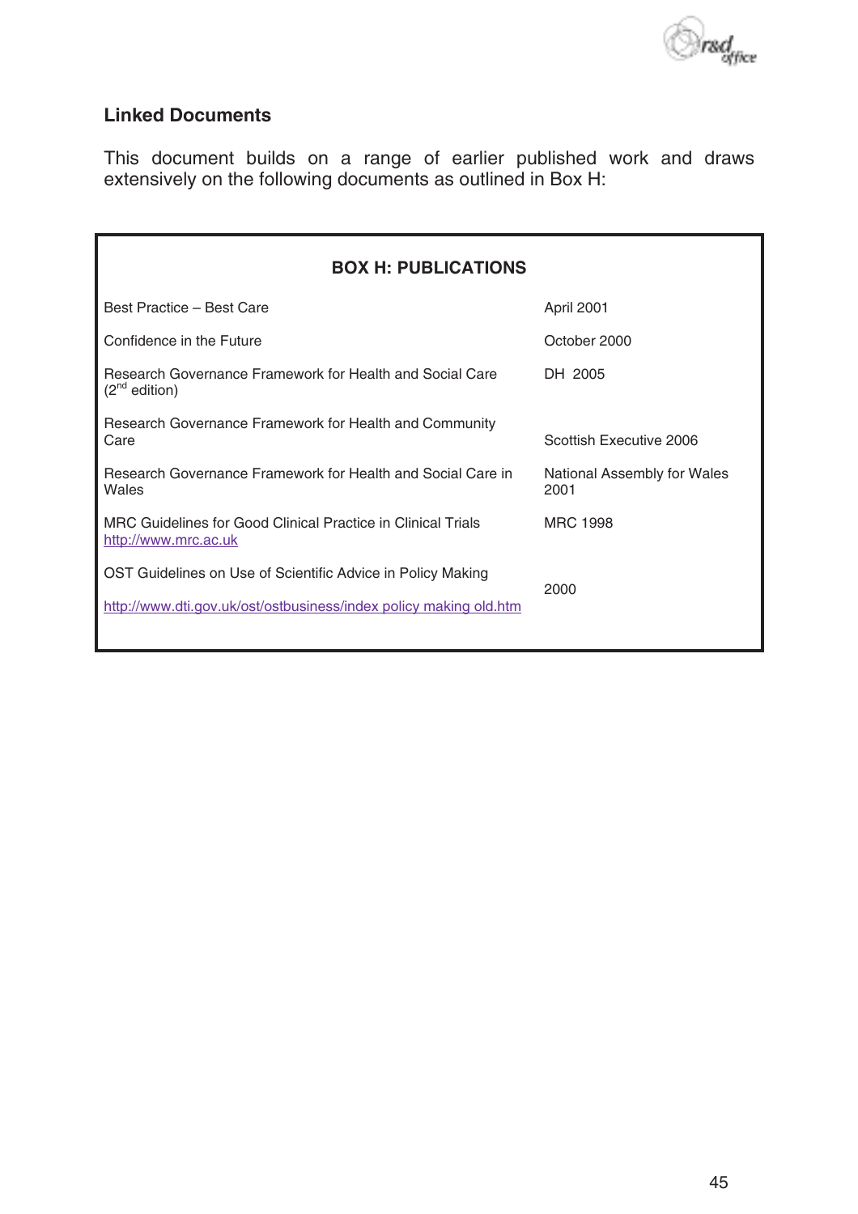## Linked Documents

This document builds on a range of earlier published work and draws extensively on the following documents as outlined in Box H:

| BOX H: PUBLICATIONS | |
|---|---|
| Best Practice – Best Care | April 2001 |
| Confidence in the Future | October 2000 |
| Research Governance Framework for Health and Social Care (2nd edition) | DH 2005 |
| Research Governance Framework for Health and Community Care | Scottish Executive 2006 |
| Research Governance Framework for Health and Social Care in Wales | National Assembly for Wales 2001 |
| MRC Guidelines for Good Clinical Practice in Clinical Trials http://www.mrc.ac.uk | MRC 1998 |
| OST Guidelines on Use of Scientific Advice in Policy Making http://www.dti.gov.uk/ost/ostbusiness/index policy making old.htm | 2000 |